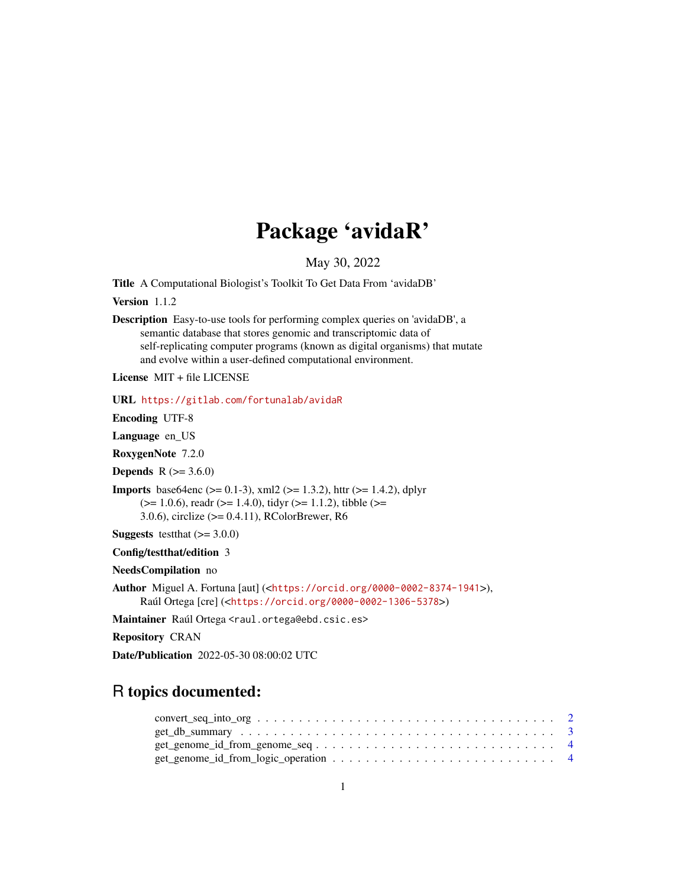# Package 'avidaR'

May 30, 2022

**Title** A Computational Biologist's Toolkit To Get Data From 'avidaDB'

**Version** 1.1.2

**Description** Easy-to-use tools for performing complex queries on 'avidaDB', a semantic database that stores genomic and transcriptomic data of self-replicating computer programs (known as digital organisms) that mutate and evolve within a user-defined computational environment.

**License** MIT + file LICENSE

**URL** https://gitlab.com/fortunalab/avidaR

**Encoding** UTF-8

**Language** en_US

**RoxygenNote** 7.2.0

**Depends** R (>= 3.6.0)

**Imports** base64enc (>= 0.1-3), xml2 (>= 1.3.2), httr (>= 1.4.2), dplyr (>= 1.0.6), readr (>= 1.4.0), tidyr (>= 1.1.2), tibble (>= 3.0.6), circlize (>= 0.4.11), RColorBrewer, R6

**Suggests** testthat (>= 3.0.0)

**Config/testthat/edition** 3

**NeedsCompilation** no

**Author** Miguel A. Fortuna [aut] (<https://orcid.org/0000-0002-8374-1941>), Raúl Ortega [cre] (<https://orcid.org/0000-0002-1306-5378>)

**Maintainer** Raúl Ortega <raul.ortega@ebd.csic.es>

**Repository** CRAN

**Date/Publication** 2022-05-30 08:00:02 UTC

## R topics documented:

- convert_seq_into_org . . . . . 2
- get_db_summary . . . . . 3
- get_genome_id_from_genome_seq . . . . . 4
- get_genome_id_from_logic_operation . . . . . 4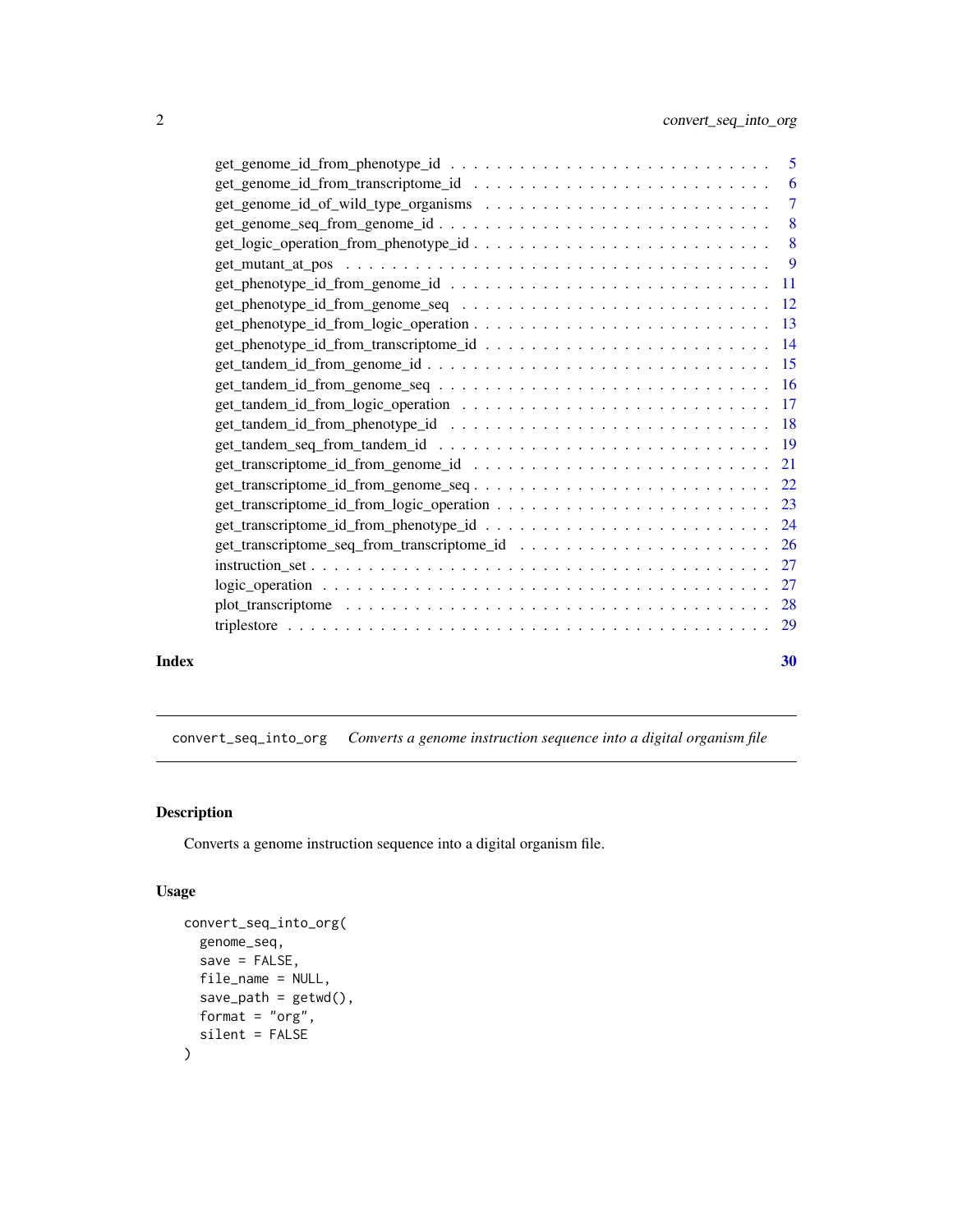get_genome_id_from_phenotype_id . . . . . . . . . . . . . . . . . . . . . . . . . . 5
get_genome_id_from_transcriptome_id . . . . . . . . . . . . . . . . . . . . . . . . 6
get_genome_id_of_wild_type_organisms . . . . . . . . . . . . . . . . . . . . . . . 7
get_genome_seq_from_genome_id . . . . . . . . . . . . . . . . . . . . . . . . . . . 8
get_logic_operation_from_phenotype_id . . . . . . . . . . . . . . . . . . . . . . . . 8
get_mutant_at_pos . . . . . . . . . . . . . . . . . . . . . . . . . . . . . . . . . . 9
get_phenotype_id_from_genome_id . . . . . . . . . . . . . . . . . . . . . . . . . . 11
get_phenotype_id_from_genome_seq . . . . . . . . . . . . . . . . . . . . . . . . . 12
get_phenotype_id_from_logic_operation . . . . . . . . . . . . . . . . . . . . . . . 13
get_phenotype_id_from_transcriptome_id . . . . . . . . . . . . . . . . . . . . . . . 14
get_tandem_id_from_genome_id . . . . . . . . . . . . . . . . . . . . . . . . . . . . 15
get_tandem_id_from_genome_seq . . . . . . . . . . . . . . . . . . . . . . . . . . . 16
get_tandem_id_from_logic_operation . . . . . . . . . . . . . . . . . . . . . . . . . 17
get_tandem_id_from_phenotype_id . . . . . . . . . . . . . . . . . . . . . . . . . . 18
get_tandem_seq_from_tandem_id . . . . . . . . . . . . . . . . . . . . . . . . . . . 19
get_transcriptome_id_from_genome_id . . . . . . . . . . . . . . . . . . . . . . . . 21
get_transcriptome_id_from_genome_seq . . . . . . . . . . . . . . . . . . . . . . . . 22
get_transcriptome_id_from_logic_operation . . . . . . . . . . . . . . . . . . . . . . 23
get_transcriptome_id_from_phenotype_id . . . . . . . . . . . . . . . . . . . . . . . 24
get_transcriptome_seq_from_transcriptome_id . . . . . . . . . . . . . . . . . . . . 26
instruction_set . . . . . . . . . . . . . . . . . . . . . . . . . . . . . . . . . . . . 27
logic_operation . . . . . . . . . . . . . . . . . . . . . . . . . . . . . . . . . . . . 27
plot_transcriptome . . . . . . . . . . . . . . . . . . . . . . . . . . . . . . . . . . 28
triplestore . . . . . . . . . . . . . . . . . . . . . . . . . . . . . . . . . . . . . . 29

**Index** **30**

---

## convert_seq_into_org — *Converts a genome instruction sequence into a digital organism file*

### Description

Converts a genome instruction sequence into a digital organism file.

### Usage

```
convert_seq_into_org(
  genome_seq,
  save = FALSE,
  file_name = NULL,
  save_path = getwd(),
  format = "org",
  silent = FALSE
)
```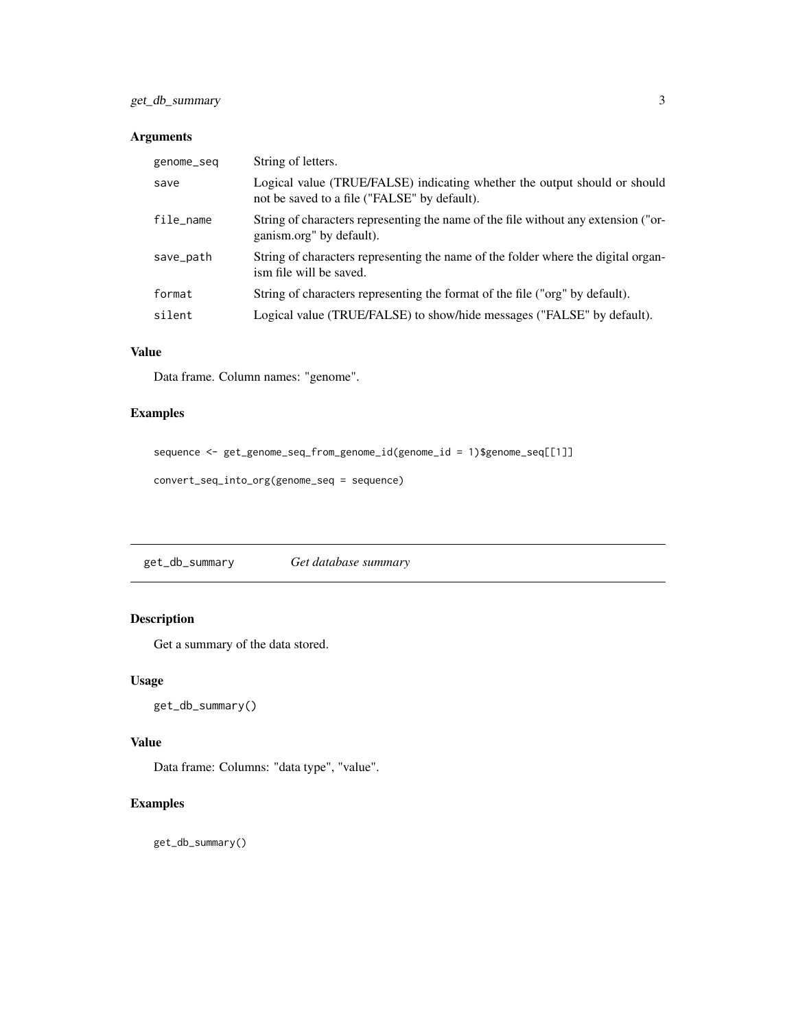### Arguments

| | |
|---|---|
| `genome_seq` | String of letters. |
| `save` | Logical value (TRUE/FALSE) indicating whether the output should or should not be saved to a file ("FALSE" by default). |
| `file_name` | String of characters representing the name of the file without any extension ("organism.org" by default). |
| `save_path` | String of characters representing the name of the folder where the digital organism file will be saved. |
| `format` | String of characters representing the format of the file ("org" by default). |
| `silent` | Logical value (TRUE/FALSE) to show/hide messages ("FALSE" by default). |

### Value

Data frame. Column names: "genome".

### Examples

```
sequence <- get_genome_seq_from_genome_id(genome_id = 1)$genome_seq[[1]]

convert_seq_into_org(genome_seq = sequence)
```

---

## `get_db_summary` *Get database summary*

### Description

Get a summary of the data stored.

### Usage

```
get_db_summary()
```

### Value

Data frame: Columns: "data type", "value".

### Examples

```
get_db_summary()
```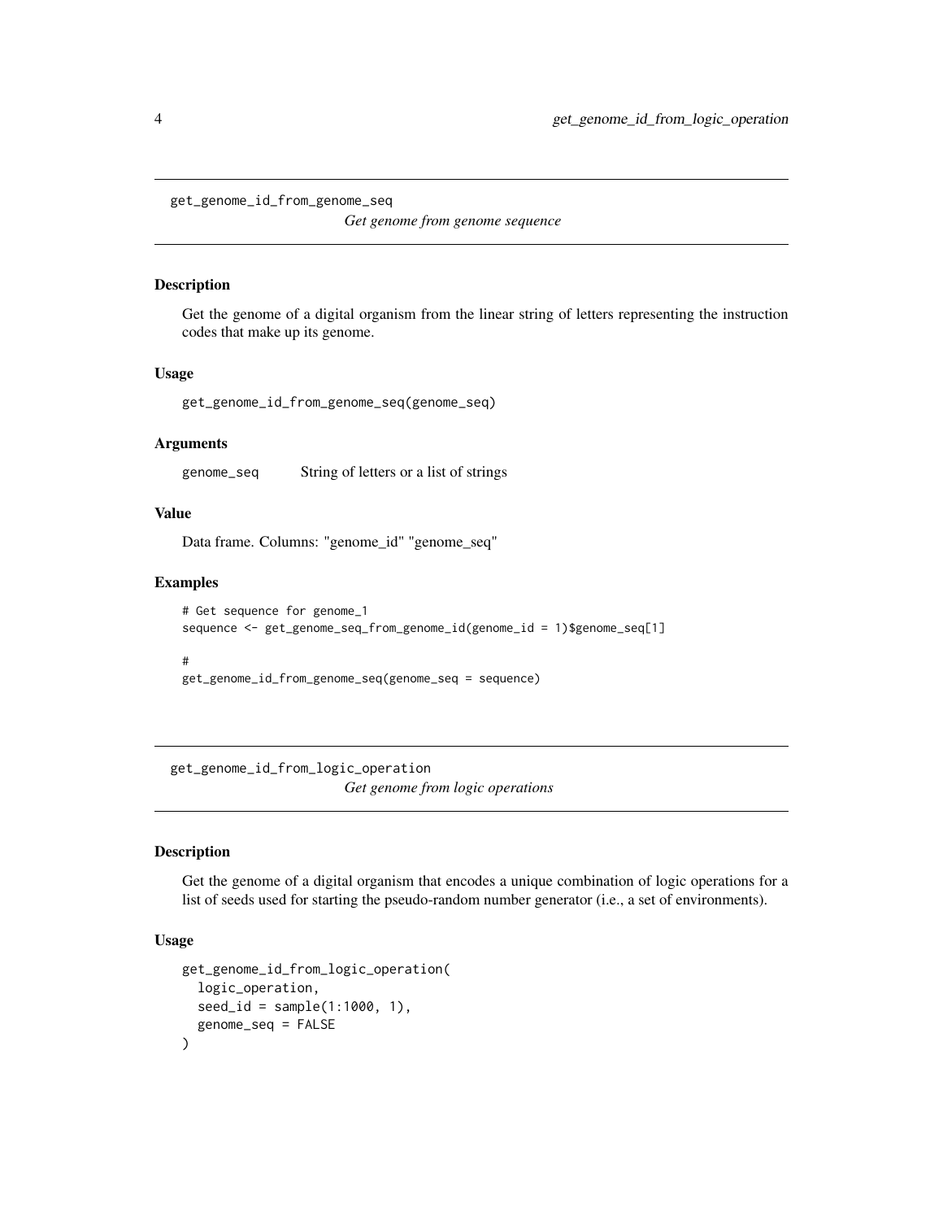## get_genome_id_from_genome_seq

*Get genome from genome sequence*

### Description

Get the genome of a digital organism from the linear string of letters representing the instruction codes that make up its genome.

### Usage

```
get_genome_id_from_genome_seq(genome_seq)
```

### Arguments

| | |
|---|---|
| genome_seq | String of letters or a list of strings |

### Value

Data frame. Columns: "genome_id" "genome_seq"

### Examples

```
# Get sequence for genome_1
sequence <- get_genome_seq_from_genome_id(genome_id = 1)$genome_seq[1]

#
get_genome_id_from_genome_seq(genome_seq = sequence)
```

## get_genome_id_from_logic_operation

*Get genome from logic operations*

### Description

Get the genome of a digital organism that encodes a unique combination of logic operations for a list of seeds used for starting the pseudo-random number generator (i.e., a set of environments).

### Usage

```
get_genome_id_from_logic_operation(
  logic_operation,
  seed_id = sample(1:1000, 1),
  genome_seq = FALSE
)
```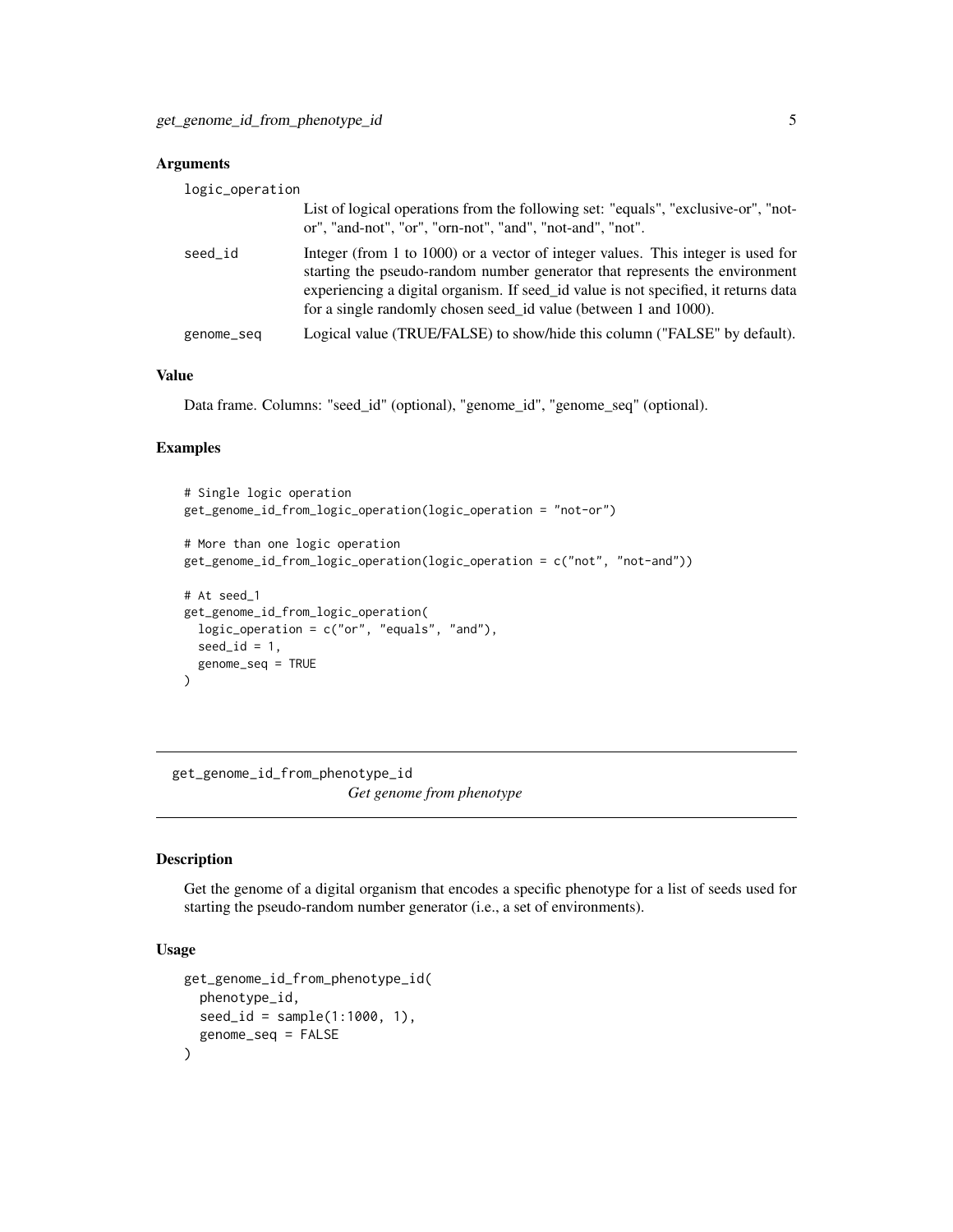## Arguments

logic_operation
: List of logical operations from the following set: "equals", "exclusive-or", "not-or", "and-not", "or", "orn-not", "and", "not-and", "not".

seed_id
: Integer (from 1 to 1000) or a vector of integer values. This integer is used for starting the pseudo-random number generator that represents the environment experiencing a digital organism. If seed_id value is not specified, it returns data for a single randomly chosen seed_id value (between 1 and 1000).

genome_seq
: Logical value (TRUE/FALSE) to show/hide this column ("FALSE" by default).

## Value

Data frame. Columns: "seed_id" (optional), "genome_id", "genome_seq" (optional).

## Examples

```
# Single logic operation
get_genome_id_from_logic_operation(logic_operation = "not-or")

# More than one logic operation
get_genome_id_from_logic_operation(logic_operation = c("not", "not-and"))

# At seed_1
get_genome_id_from_logic_operation(
  logic_operation = c("or", "equals", "and"),
  seed_id = 1,
  genome_seq = TRUE
)
```

---

# get_genome_id_from_phenotype_id *Get genome from phenotype*

---

## Description

Get the genome of a digital organism that encodes a specific phenotype for a list of seeds used for starting the pseudo-random number generator (i.e., a set of environments).

## Usage

```
get_genome_id_from_phenotype_id(
  phenotype_id,
  seed_id = sample(1:1000, 1),
  genome_seq = FALSE
)
```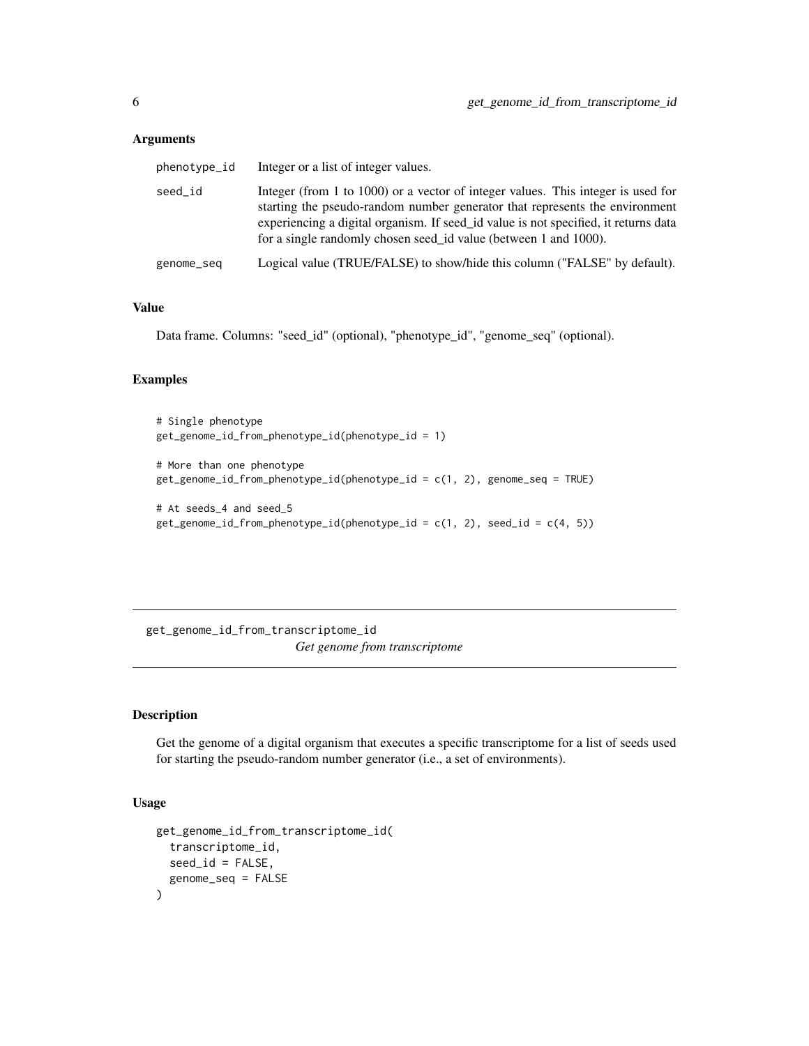### Arguments

| | |
|---|---|
| phenotype_id | Integer or a list of integer values. |
| seed_id | Integer (from 1 to 1000) or a vector of integer values. This integer is used for starting the pseudo-random number generator that represents the environment experiencing a digital organism. If seed_id value is not specified, it returns data for a single randomly chosen seed_id value (between 1 and 1000). |
| genome_seq | Logical value (TRUE/FALSE) to show/hide this column ("FALSE" by default). |

### Value

Data frame. Columns: "seed_id" (optional), "phenotype_id", "genome_seq" (optional).

### Examples

```
# Single phenotype
get_genome_id_from_phenotype_id(phenotype_id = 1)

# More than one phenotype
get_genome_id_from_phenotype_id(phenotype_id = c(1, 2), genome_seq = TRUE)

# At seeds_4 and seed_5
get_genome_id_from_phenotype_id(phenotype_id = c(1, 2), seed_id = c(4, 5))
```

---

## get_genome_id_from_transcriptome_id    *Get genome from transcriptome*

---

### Description

Get the genome of a digital organism that executes a specific transcriptome for a list of seeds used for starting the pseudo-random number generator (i.e., a set of environments).

### Usage

```
get_genome_id_from_transcriptome_id(
  transcriptome_id,
  seed_id = FALSE,
  genome_seq = FALSE
)
```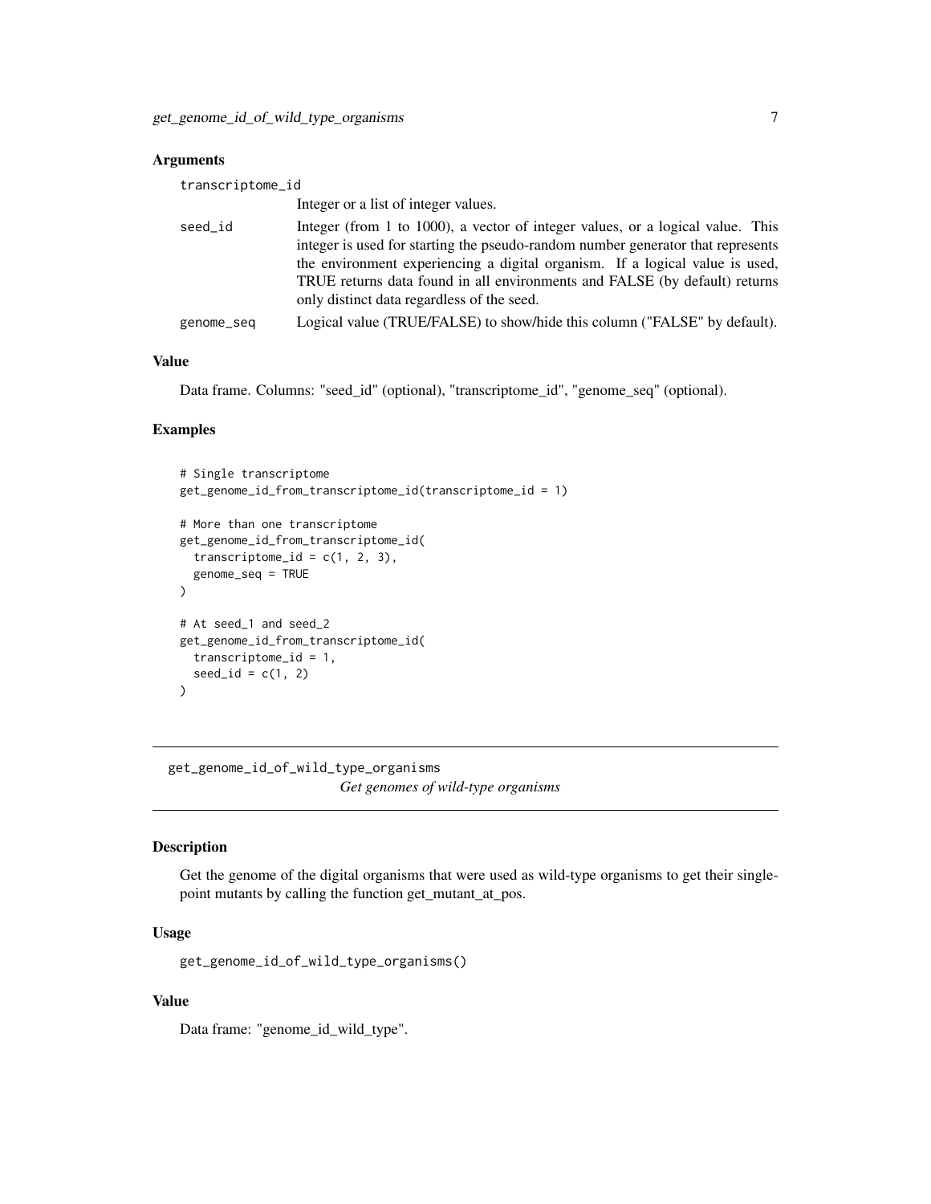### Arguments

| | |
|---|---|
| transcriptome_id | Integer or a list of integer values. |
| seed_id | Integer (from 1 to 1000), a vector of integer values, or a logical value. This integer is used for starting the pseudo-random number generator that represents the environment experiencing a digital organism. If a logical value is used, TRUE returns data found in all environments and FALSE (by default) returns only distinct data regardless of the seed. |
| genome_seq | Logical value (TRUE/FALSE) to show/hide this column ("FALSE" by default). |

### Value

Data frame. Columns: "seed_id" (optional), "transcriptome_id", "genome_seq" (optional).

### Examples

```
# Single transcriptome
get_genome_id_from_transcriptome_id(transcriptome_id = 1)

# More than one transcriptome
get_genome_id_from_transcriptome_id(
  transcriptome_id = c(1, 2, 3),
  genome_seq = TRUE
)

# At seed_1 and seed_2
get_genome_id_from_transcriptome_id(
  transcriptome_id = 1,
  seed_id = c(1, 2)
)
```

---

## get_genome_id_of_wild_type_organisms
*Get genomes of wild-type organisms*

---

### Description

Get the genome of the digital organisms that were used as wild-type organisms to get their single-point mutants by calling the function get_mutant_at_pos.

### Usage

```
get_genome_id_of_wild_type_organisms()
```

### Value

Data frame: "genome_id_wild_type".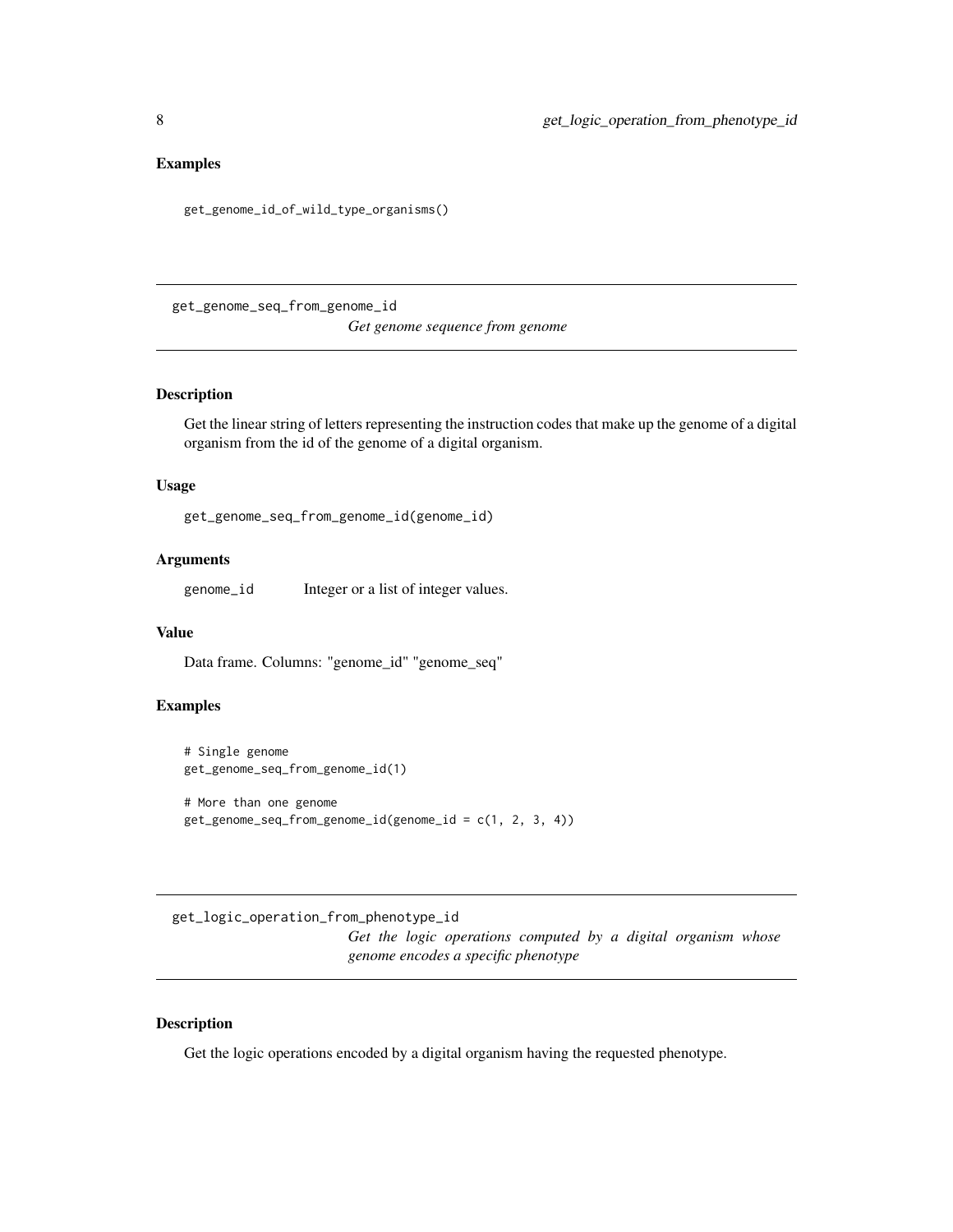### Examples

```
get_genome_id_of_wild_type_organisms()
```

---

## get_genome_seq_from_genome_id

*Get genome sequence from genome*

### Description

Get the linear string of letters representing the instruction codes that make up the genome of a digital organism from the id of the genome of a digital organism.

### Usage

```
get_genome_seq_from_genome_id(genome_id)
```

### Arguments

| | |
|---|---|
| genome_id | Integer or a list of integer values. |

### Value

Data frame. Columns: "genome_id" "genome_seq"

### Examples

```
# Single genome
get_genome_seq_from_genome_id(1)

# More than one genome
get_genome_seq_from_genome_id(genome_id = c(1, 2, 3, 4))
```

---

## get_logic_operation_from_phenotype_id

*Get the logic operations computed by a digital organism whose genome encodes a specific phenotype*

### Description

Get the logic operations encoded by a digital organism having the requested phenotype.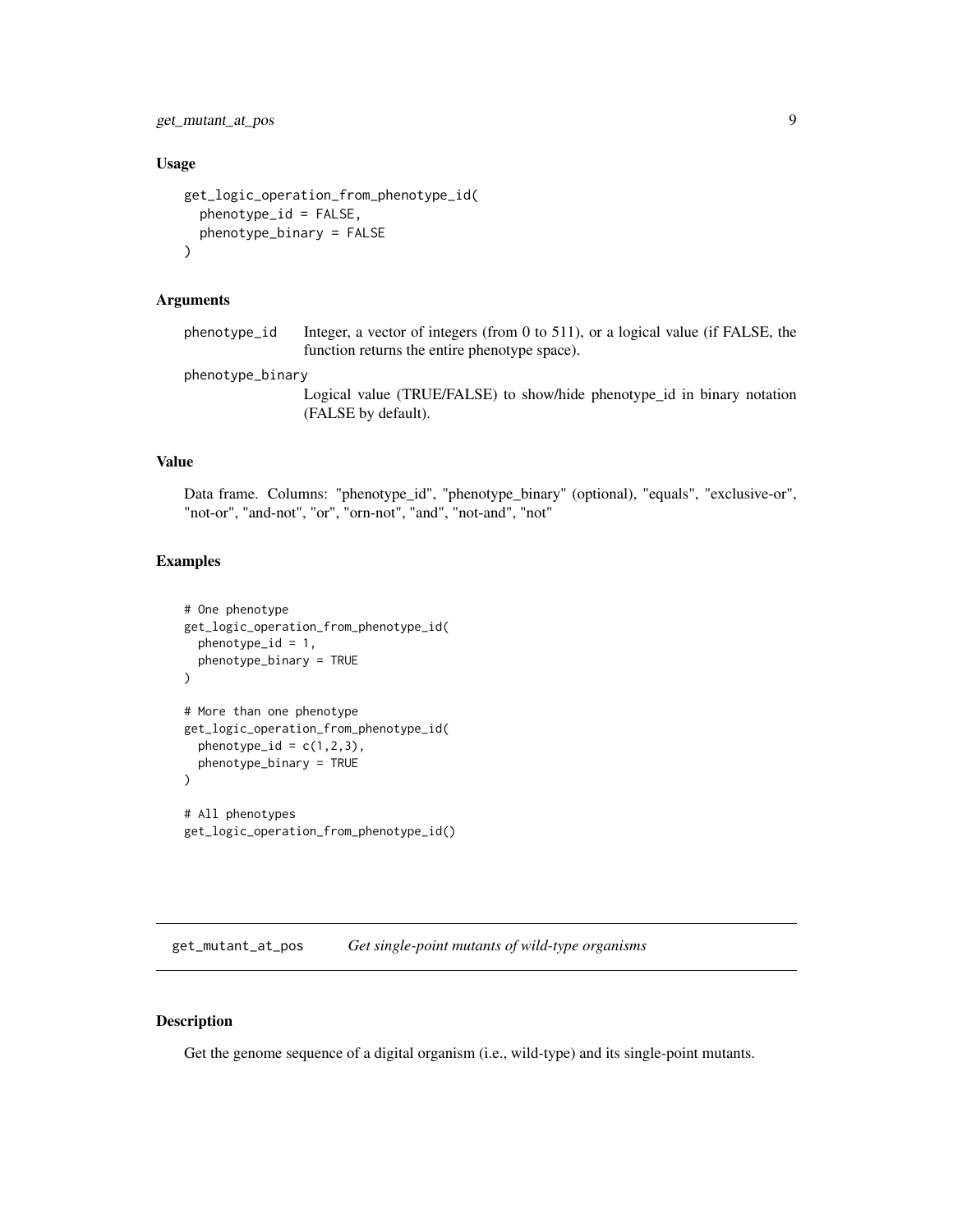### Usage

```
get_logic_operation_from_phenotype_id(
  phenotype_id = FALSE,
  phenotype_binary = FALSE
)
```

### Arguments

| | |
|---|---|
| phenotype_id | Integer, a vector of integers (from 0 to 511), or a logical value (if FALSE, the function returns the entire phenotype space). |
| phenotype_binary | Logical value (TRUE/FALSE) to show/hide phenotype_id in binary notation (FALSE by default). |

### Value

Data frame. Columns: "phenotype_id", "phenotype_binary" (optional), "equals", "exclusive-or", "not-or", "and-not", "or", "orn-not", "and", "not-and", "not"

### Examples

```
# One phenotype
get_logic_operation_from_phenotype_id(
  phenotype_id = 1,
  phenotype_binary = TRUE
)

# More than one phenotype
get_logic_operation_from_phenotype_id(
  phenotype_id = c(1,2,3),
  phenotype_binary = TRUE
)

# All phenotypes
get_logic_operation_from_phenotype_id()
```

---

## get_mutant_at_pos    *Get single-point mutants of wild-type organisms*

---

### Description

Get the genome sequence of a digital organism (i.e., wild-type) and its single-point mutants.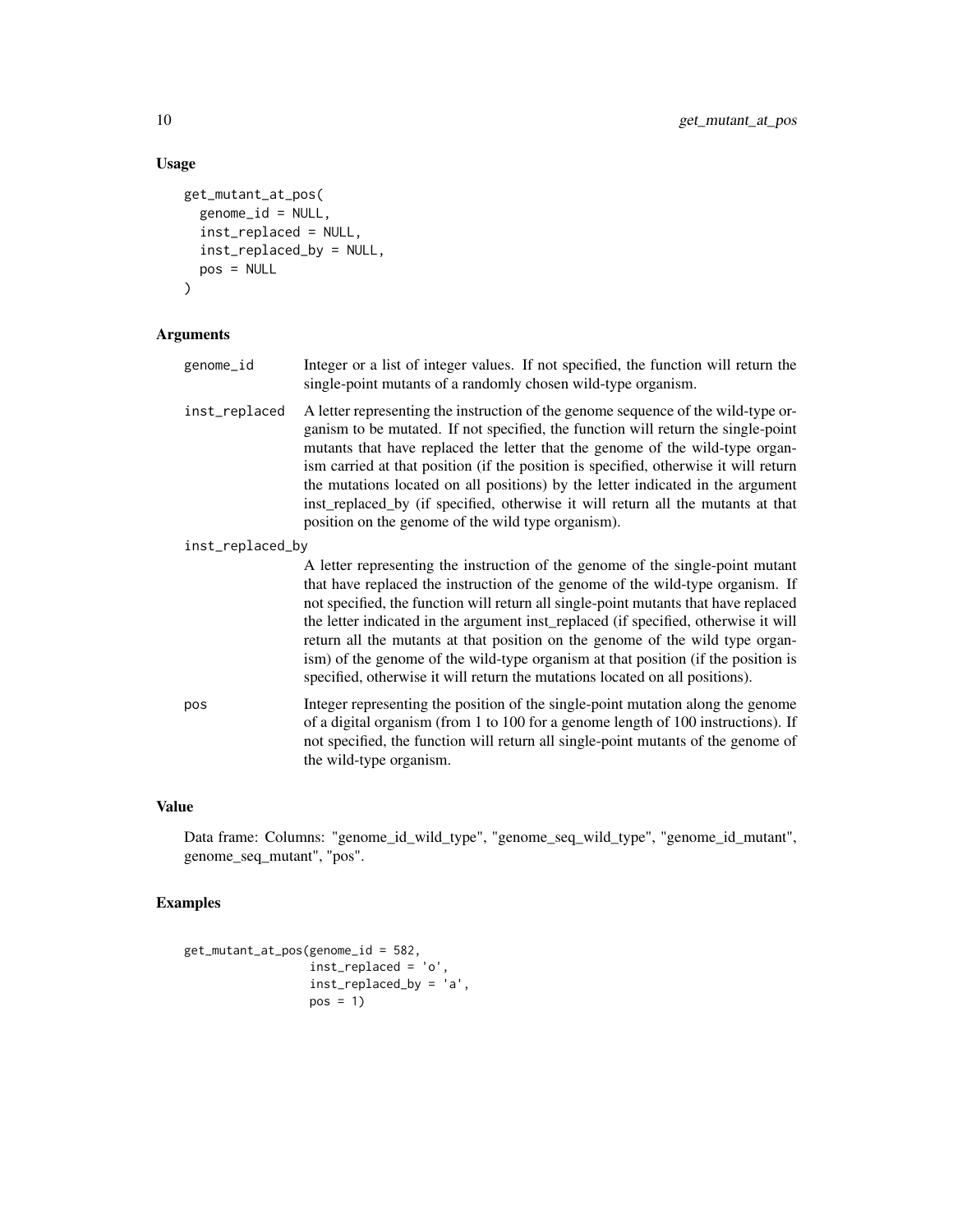### Usage

```
get_mutant_at_pos(
  genome_id = NULL,
  inst_replaced = NULL,
  inst_replaced_by = NULL,
  pos = NULL
)
```

### Arguments

| | |
|---|---|
| genome_id | Integer or a list of integer values. If not specified, the function will return the single-point mutants of a randomly chosen wild-type organism. |
| inst_replaced | A letter representing the instruction of the genome sequence of the wild-type organism to be mutated. If not specified, the function will return the single-point mutants that have replaced the letter that the genome of the wild-type organism carried at that position (if the position is specified, otherwise it will return the mutations located on all positions) by the letter indicated in the argument inst_replaced_by (if specified, otherwise it will return all the mutants at that position on the genome of the wild type organism). |
| inst_replaced_by | A letter representing the instruction of the genome of the single-point mutant that have replaced the instruction of the genome of the wild-type organism. If not specified, the function will return all single-point mutants that have replaced the letter indicated in the argument inst_replaced (if specified, otherwise it will return all the mutants at that position on the genome of the wild type organism) of the genome of the wild-type organism at that position (if the position is specified, otherwise it will return the mutations located on all positions). |
| pos | Integer representing the position of the single-point mutation along the genome of a digital organism (from 1 to 100 for a genome length of 100 instructions). If not specified, the function will return all single-point mutants of the genome of the wild-type organism. |

### Value

Data frame: Columns: "genome_id_wild_type", "genome_seq_wild_type", "genome_id_mutant", genome_seq_mutant", "pos".

### Examples

```
get_mutant_at_pos(genome_id = 582,
                  inst_replaced = 'o',
                  inst_replaced_by = 'a',
                  pos = 1)
```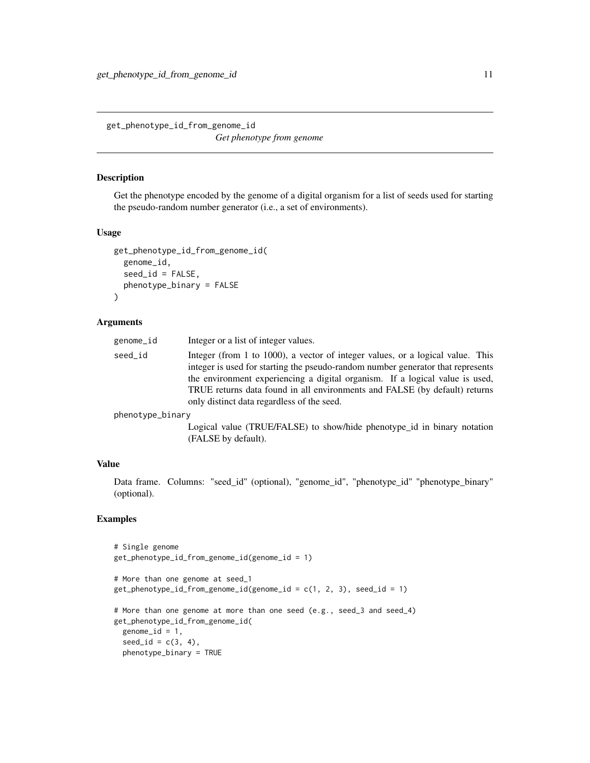# get_phenotype_id_from_genome_id

*Get phenotype from genome*

## Description

Get the phenotype encoded by the genome of a digital organism for a list of seeds used for starting the pseudo-random number generator (i.e., a set of environments).

## Usage

```
get_phenotype_id_from_genome_id(
  genome_id,
  seed_id = FALSE,
  phenotype_binary = FALSE
)
```

## Arguments

| | |
|---|---|
| `genome_id` | Integer or a list of integer values. |
| `seed_id` | Integer (from 1 to 1000), a vector of integer values, or a logical value. This integer is used for starting the pseudo-random number generator that represents the environment experiencing a digital organism. If a logical value is used, TRUE returns data found in all environments and FALSE (by default) returns only distinct data regardless of the seed. |
| `phenotype_binary` | Logical value (TRUE/FALSE) to show/hide phenotype_id in binary notation (FALSE by default). |

## Value

Data frame. Columns: "seed_id" (optional), "genome_id", "phenotype_id" "phenotype_binary" (optional).

## Examples

```
# Single genome
get_phenotype_id_from_genome_id(genome_id = 1)

# More than one genome at seed_1
get_phenotype_id_from_genome_id(genome_id = c(1, 2, 3), seed_id = 1)

# More than one genome at more than one seed (e.g., seed_3 and seed_4)
get_phenotype_id_from_genome_id(
  genome_id = 1,
  seed_id = c(3, 4),
  phenotype_binary = TRUE
```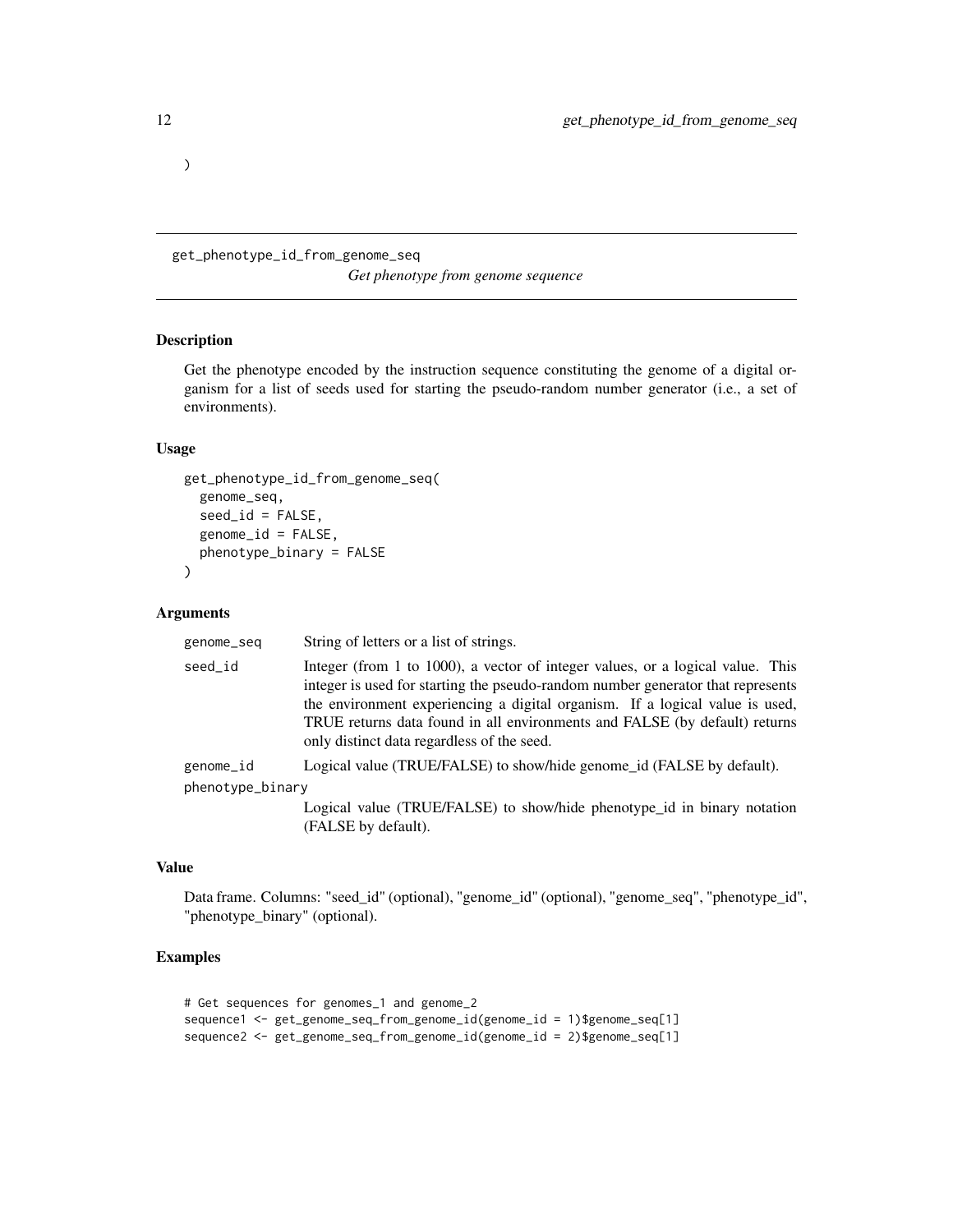```
)
```

---

## get_phenotype_id_from_genome_seq

*Get phenotype from genome sequence*

---

### Description

Get the phenotype encoded by the instruction sequence constituting the genome of a digital organism for a list of seeds used for starting the pseudo-random number generator (i.e., a set of environments).

### Usage

```
get_phenotype_id_from_genome_seq(
  genome_seq,
  seed_id = FALSE,
  genome_id = FALSE,
  phenotype_binary = FALSE
)
```

### Arguments

| | |
|---|---|
| `genome_seq` | String of letters or a list of strings. |
| `seed_id` | Integer (from 1 to 1000), a vector of integer values, or a logical value. This integer is used for starting the pseudo-random number generator that represents the environment experiencing a digital organism. If a logical value is used, TRUE returns data found in all environments and FALSE (by default) returns only distinct data regardless of the seed. |
| `genome_id` | Logical value (TRUE/FALSE) to show/hide genome_id (FALSE by default). |
| `phenotype_binary` | Logical value (TRUE/FALSE) to show/hide phenotype_id in binary notation (FALSE by default). |

### Value

Data frame. Columns: "seed_id" (optional), "genome_id" (optional), "genome_seq", "phenotype_id", "phenotype_binary" (optional).

### Examples

```
# Get sequences for genomes_1 and genome_2
sequence1 <- get_genome_seq_from_genome_id(genome_id = 1)$genome_seq[1]
sequence2 <- get_genome_seq_from_genome_id(genome_id = 2)$genome_seq[1]
```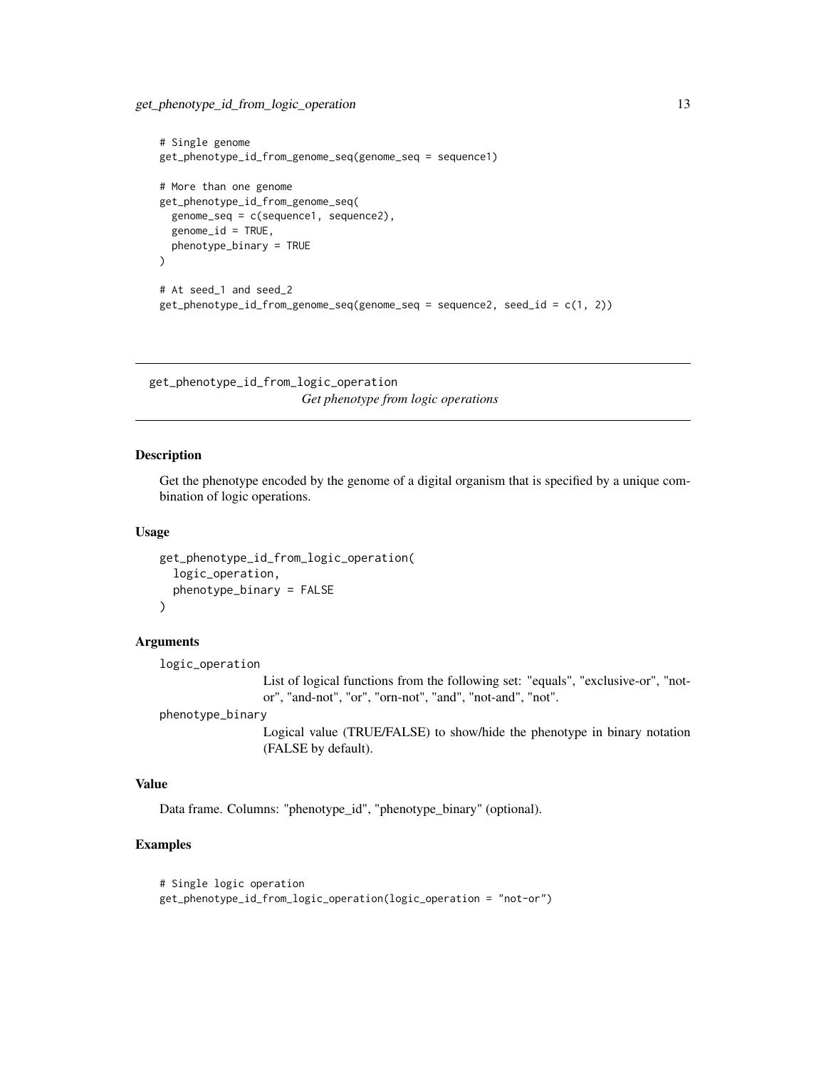```
# Single genome
get_phenotype_id_from_genome_seq(genome_seq = sequence1)

# More than one genome
get_phenotype_id_from_genome_seq(
  genome_seq = c(sequence1, sequence2),
  genome_id = TRUE,
  phenotype_binary = TRUE
)

# At seed_1 and seed_2
get_phenotype_id_from_genome_seq(genome_seq = sequence2, seed_id = c(1, 2))
```

---

## get_phenotype_id_from_logic_operation

*Get phenotype from logic operations*

---

### Description

Get the phenotype encoded by the genome of a digital organism that is specified by a unique combination of logic operations.

### Usage

```
get_phenotype_id_from_logic_operation(
  logic_operation,
  phenotype_binary = FALSE
)
```

### Arguments

`logic_operation`
: List of logical functions from the following set: "equals", "exclusive-or", "not-or", "and-not", "or", "orn-not", "and", "not-and", "not".

`phenotype_binary`
: Logical value (TRUE/FALSE) to show/hide the phenotype in binary notation (FALSE by default).

### Value

Data frame. Columns: "phenotype_id", "phenotype_binary" (optional).

### Examples

```
# Single logic operation
get_phenotype_id_from_logic_operation(logic_operation = "not-or")
```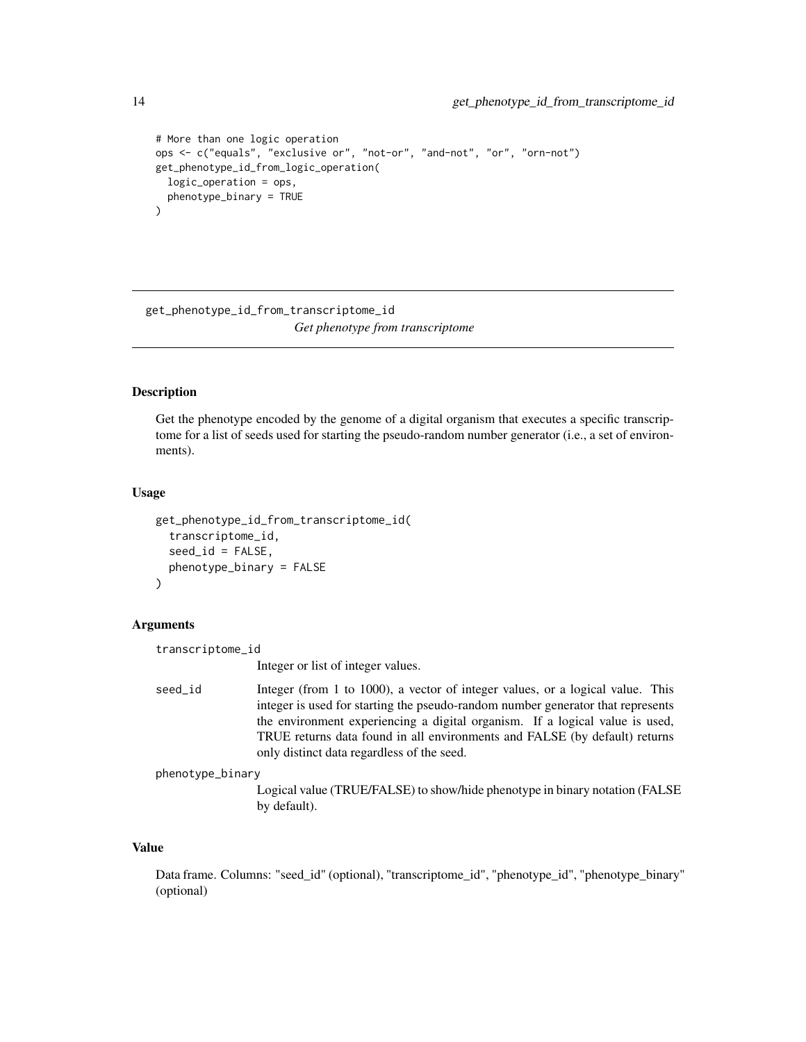```
# More than one logic operation
ops <- c("equals", "exclusive or", "not-or", "and-not", "or", "orn-not")
get_phenotype_id_from_logic_operation(
  logic_operation = ops,
  phenotype_binary = TRUE
)
```

---

## get_phenotype_id_from_transcriptome_id — *Get phenotype from transcriptome*

---

### Description

Get the phenotype encoded by the genome of a digital organism that executes a specific transcriptome for a list of seeds used for starting the pseudo-random number generator (i.e., a set of environments).

### Usage

```
get_phenotype_id_from_transcriptome_id(
  transcriptome_id,
  seed_id = FALSE,
  phenotype_binary = FALSE
)
```

### Arguments

`transcriptome_id`
: Integer or list of integer values.

`seed_id`
: Integer (from 1 to 1000), a vector of integer values, or a logical value. This integer is used for starting the pseudo-random number generator that represents the environment experiencing a digital organism. If a logical value is used, TRUE returns data found in all environments and FALSE (by default) returns only distinct data regardless of the seed.

`phenotype_binary`
: Logical value (TRUE/FALSE) to show/hide phenotype in binary notation (FALSE by default).

### Value

Data frame. Columns: "seed_id" (optional), "transcriptome_id", "phenotype_id", "phenotype_binary" (optional)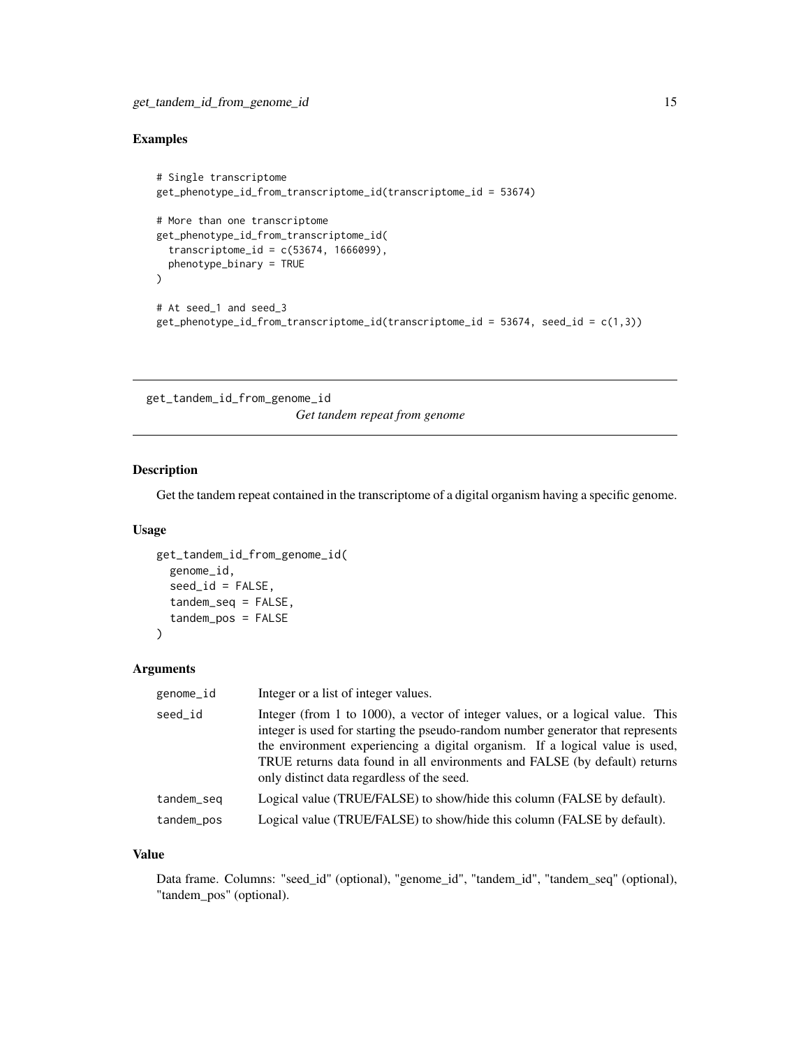## Examples

```
# Single transcriptome
get_phenotype_id_from_transcriptome_id(transcriptome_id = 53674)

# More than one transcriptome
get_phenotype_id_from_transcriptome_id(
  transcriptome_id = c(53674, 1666099),
  phenotype_binary = TRUE
)

# At seed_1 and seed_3
get_phenotype_id_from_transcriptome_id(transcriptome_id = 53674, seed_id = c(1,3))
```

---

# get_tandem_id_from_genome_id

*Get tandem repeat from genome*

---

## Description

Get the tandem repeat contained in the transcriptome of a digital organism having a specific genome.

## Usage

```
get_tandem_id_from_genome_id(
  genome_id,
  seed_id = FALSE,
  tandem_seq = FALSE,
  tandem_pos = FALSE
)
```

## Arguments

| | |
|---|---|
| genome_id | Integer or a list of integer values. |
| seed_id | Integer (from 1 to 1000), a vector of integer values, or a logical value. This integer is used for starting the pseudo-random number generator that represents the environment experiencing a digital organism. If a logical value is used, TRUE returns data found in all environments and FALSE (by default) returns only distinct data regardless of the seed. |
| tandem_seq | Logical value (TRUE/FALSE) to show/hide this column (FALSE by default). |
| tandem_pos | Logical value (TRUE/FALSE) to show/hide this column (FALSE by default). |

## Value

Data frame. Columns: "seed_id" (optional), "genome_id", "tandem_id", "tandem_seq" (optional), "tandem_pos" (optional).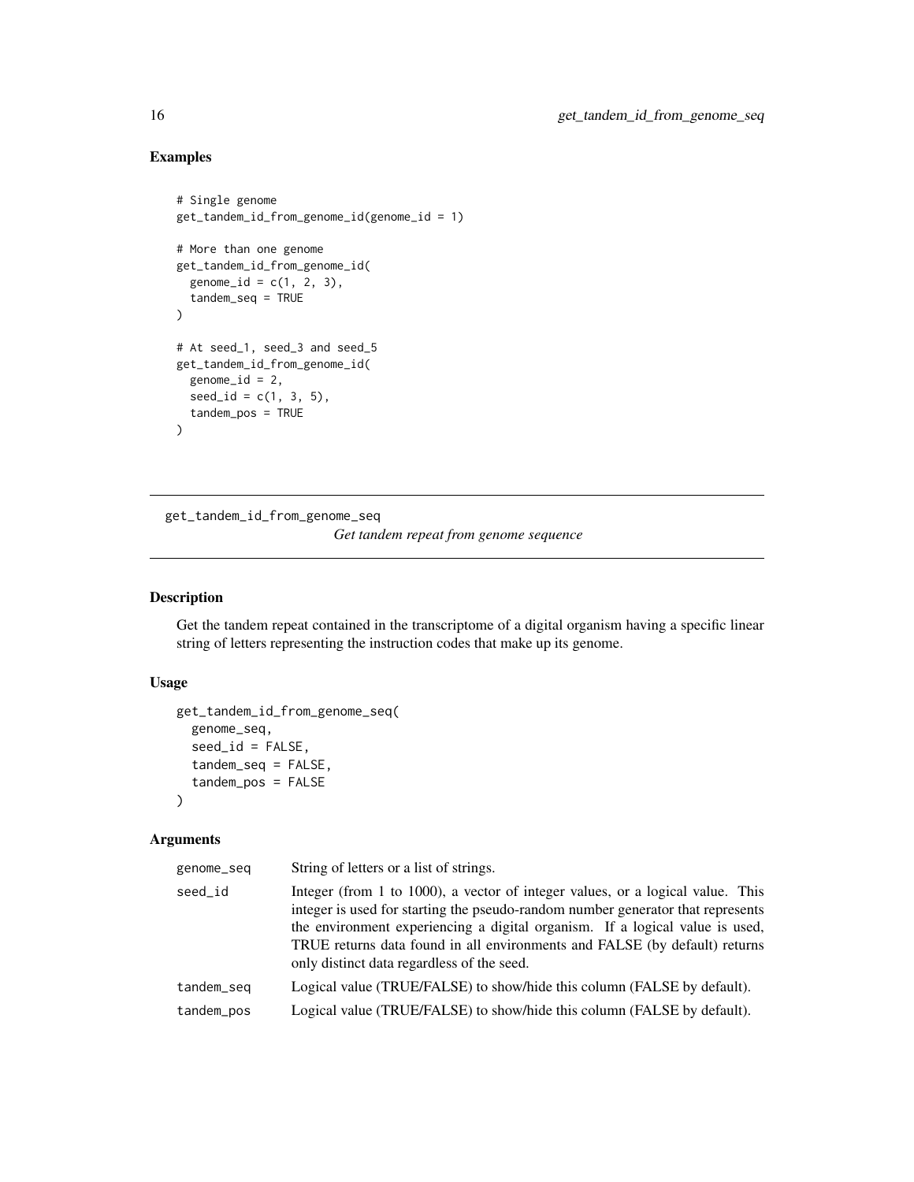## Examples

```
# Single genome
get_tandem_id_from_genome_id(genome_id = 1)

# More than one genome
get_tandem_id_from_genome_id(
  genome_id = c(1, 2, 3),
  tandem_seq = TRUE
)

# At seed_1, seed_3 and seed_5
get_tandem_id_from_genome_id(
  genome_id = 2,
  seed_id = c(1, 3, 5),
  tandem_pos = TRUE
)
```

---

# get_tandem_id_from_genome_seq

*Get tandem repeat from genome sequence*

---

## Description

Get the tandem repeat contained in the transcriptome of a digital organism having a specific linear string of letters representing the instruction codes that make up its genome.

## Usage

```
get_tandem_id_from_genome_seq(
  genome_seq,
  seed_id = FALSE,
  tandem_seq = FALSE,
  tandem_pos = FALSE
)
```

## Arguments

| | |
|---|---|
| genome_seq | String of letters or a list of strings. |
| seed_id | Integer (from 1 to 1000), a vector of integer values, or a logical value. This integer is used for starting the pseudo-random number generator that represents the environment experiencing a digital organism. If a logical value is used, TRUE returns data found in all environments and FALSE (by default) returns only distinct data regardless of the seed. |
| tandem_seq | Logical value (TRUE/FALSE) to show/hide this column (FALSE by default). |
| tandem_pos | Logical value (TRUE/FALSE) to show/hide this column (FALSE by default). |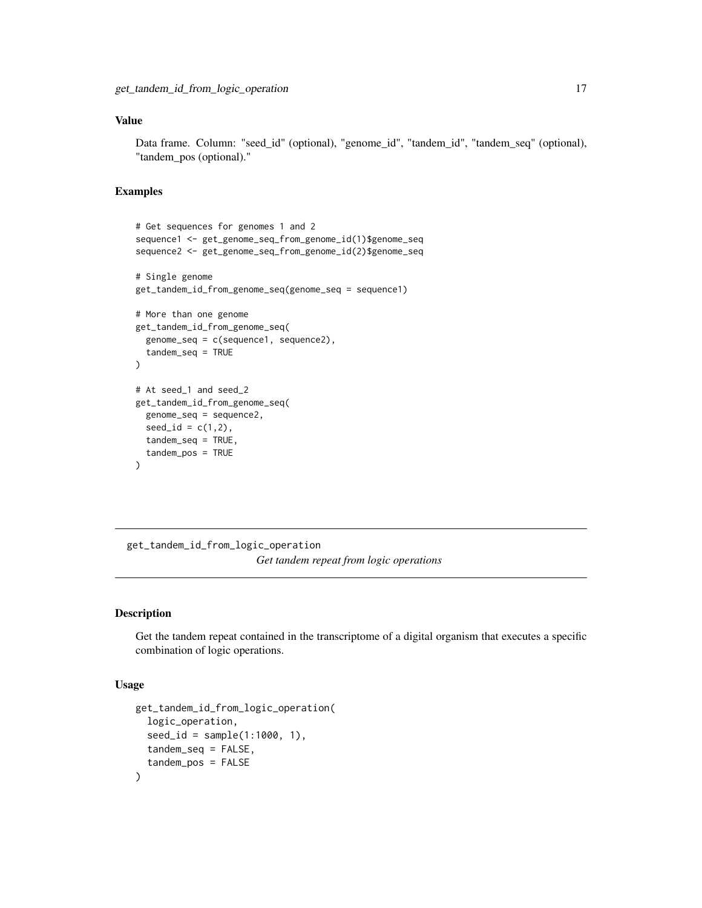### Value

Data frame. Column: "seed_id" (optional), "genome_id", "tandem_id", "tandem_seq" (optional), "tandem_pos (optional)."

### Examples

```
# Get sequences for genomes 1 and 2
sequence1 <- get_genome_seq_from_genome_id(1)$genome_seq
sequence2 <- get_genome_seq_from_genome_id(2)$genome_seq

# Single genome
get_tandem_id_from_genome_seq(genome_seq = sequence1)

# More than one genome
get_tandem_id_from_genome_seq(
  genome_seq = c(sequence1, sequence2),
  tandem_seq = TRUE
)

# At seed_1 and seed_2
get_tandem_id_from_genome_seq(
  genome_seq = sequence2,
  seed_id = c(1,2),
  tandem_seq = TRUE,
  tandem_pos = TRUE
)
```

---

## get_tandem_id_from_logic_operation
*Get tandem repeat from logic operations*

---

### Description

Get the tandem repeat contained in the transcriptome of a digital organism that executes a specific combination of logic operations.

### Usage

```
get_tandem_id_from_logic_operation(
  logic_operation,
  seed_id = sample(1:1000, 1),
  tandem_seq = FALSE,
  tandem_pos = FALSE
)
```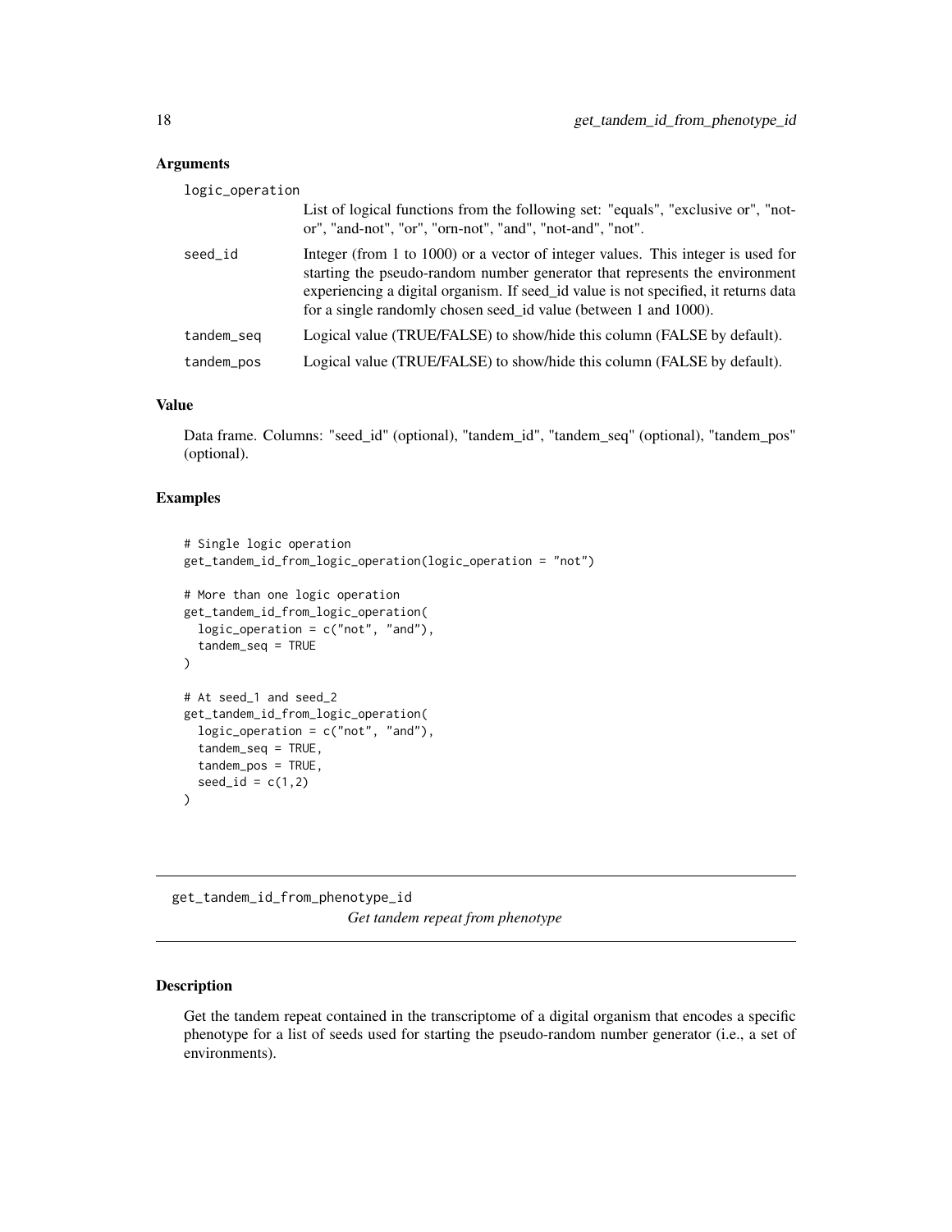### Arguments

**logic_operation**
: List of logical functions from the following set: "equals", "exclusive or", "not-or", "and-not", "or", "orn-not", "and", "not-and", "not".

**seed_id**
: Integer (from 1 to 1000) or a vector of integer values. This integer is used for starting the pseudo-random number generator that represents the environment experiencing a digital organism. If seed_id value is not specified, it returns data for a single randomly chosen seed_id value (between 1 and 1000).

**tandem_seq**
: Logical value (TRUE/FALSE) to show/hide this column (FALSE by default).

**tandem_pos**
: Logical value (TRUE/FALSE) to show/hide this column (FALSE by default).

### Value

Data frame. Columns: "seed_id" (optional), "tandem_id", "tandem_seq" (optional), "tandem_pos" (optional).

### Examples

```
# Single logic operation
get_tandem_id_from_logic_operation(logic_operation = "not")

# More than one logic operation
get_tandem_id_from_logic_operation(
  logic_operation = c("not", "and"),
  tandem_seq = TRUE
)

# At seed_1 and seed_2
get_tandem_id_from_logic_operation(
  logic_operation = c("not", "and"),
  tandem_seq = TRUE,
  tandem_pos = TRUE,
  seed_id = c(1,2)
)
```

---

## get_tandem_id_from_phenotype_id

*Get tandem repeat from phenotype*

---

### Description

Get the tandem repeat contained in the transcriptome of a digital organism that encodes a specific phenotype for a list of seeds used for starting the pseudo-random number generator (i.e., a set of environments).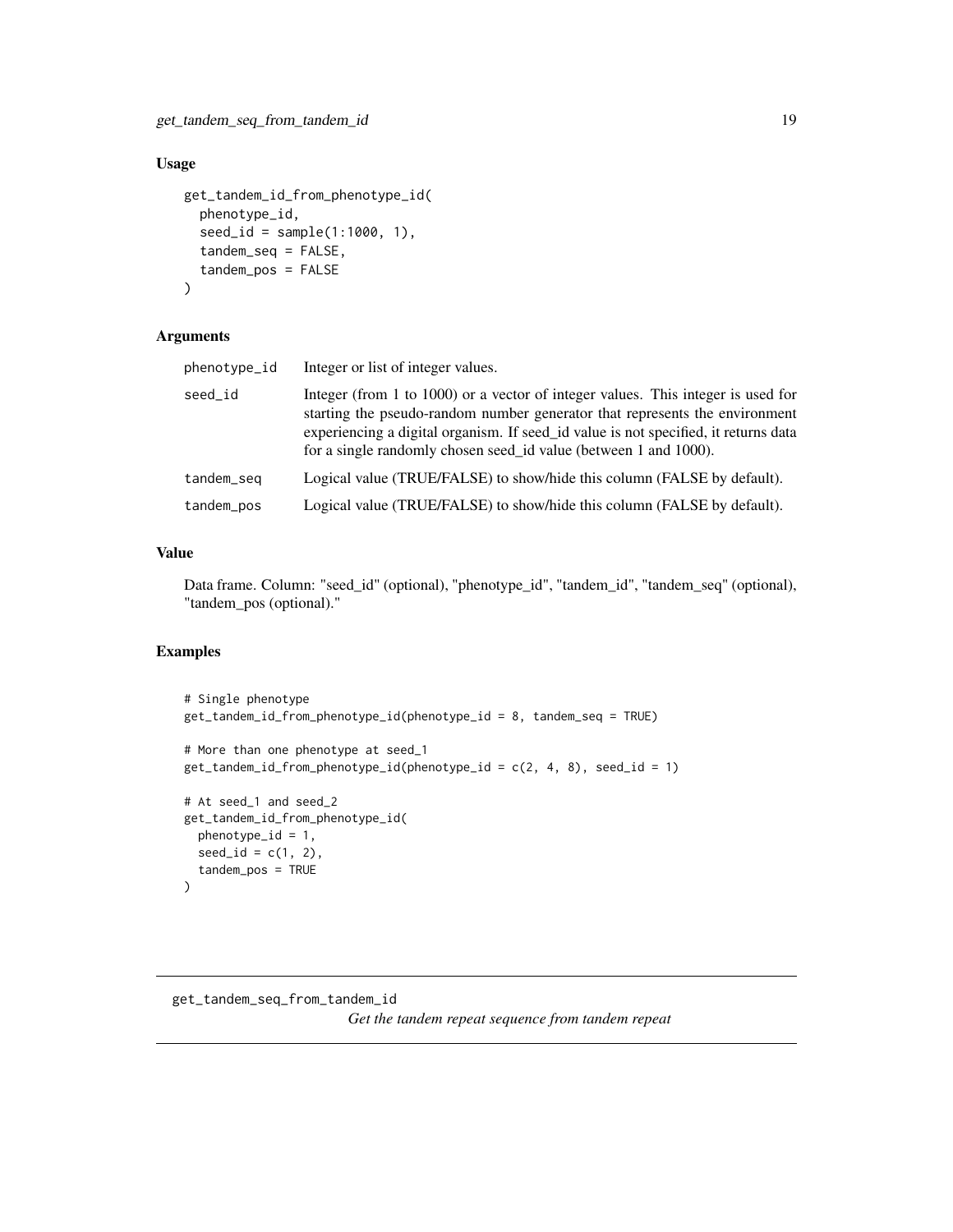## Usage

```
get_tandem_id_from_phenotype_id(
  phenotype_id,
  seed_id = sample(1:1000, 1),
  tandem_seq = FALSE,
  tandem_pos = FALSE
)
```

## Arguments

| | |
|---|---|
| phenotype_id | Integer or list of integer values. |
| seed_id | Integer (from 1 to 1000) or a vector of integer values. This integer is used for starting the pseudo-random number generator that represents the environment experiencing a digital organism. If seed_id value is not specified, it returns data for a single randomly chosen seed_id value (between 1 and 1000). |
| tandem_seq | Logical value (TRUE/FALSE) to show/hide this column (FALSE by default). |
| tandem_pos | Logical value (TRUE/FALSE) to show/hide this column (FALSE by default). |

## Value

Data frame. Column: "seed_id" (optional), "phenotype_id", "tandem_id", "tandem_seq" (optional), "tandem_pos (optional)."

## Examples

```
# Single phenotype
get_tandem_id_from_phenotype_id(phenotype_id = 8, tandem_seq = TRUE)

# More than one phenotype at seed_1
get_tandem_id_from_phenotype_id(phenotype_id = c(2, 4, 8), seed_id = 1)

# At seed_1 and seed_2
get_tandem_id_from_phenotype_id(
  phenotype_id = 1,
  seed_id = c(1, 2),
  tandem_pos = TRUE
)
```

---

# get_tandem_seq_from_tandem_id

*Get the tandem repeat sequence from tandem repeat*

---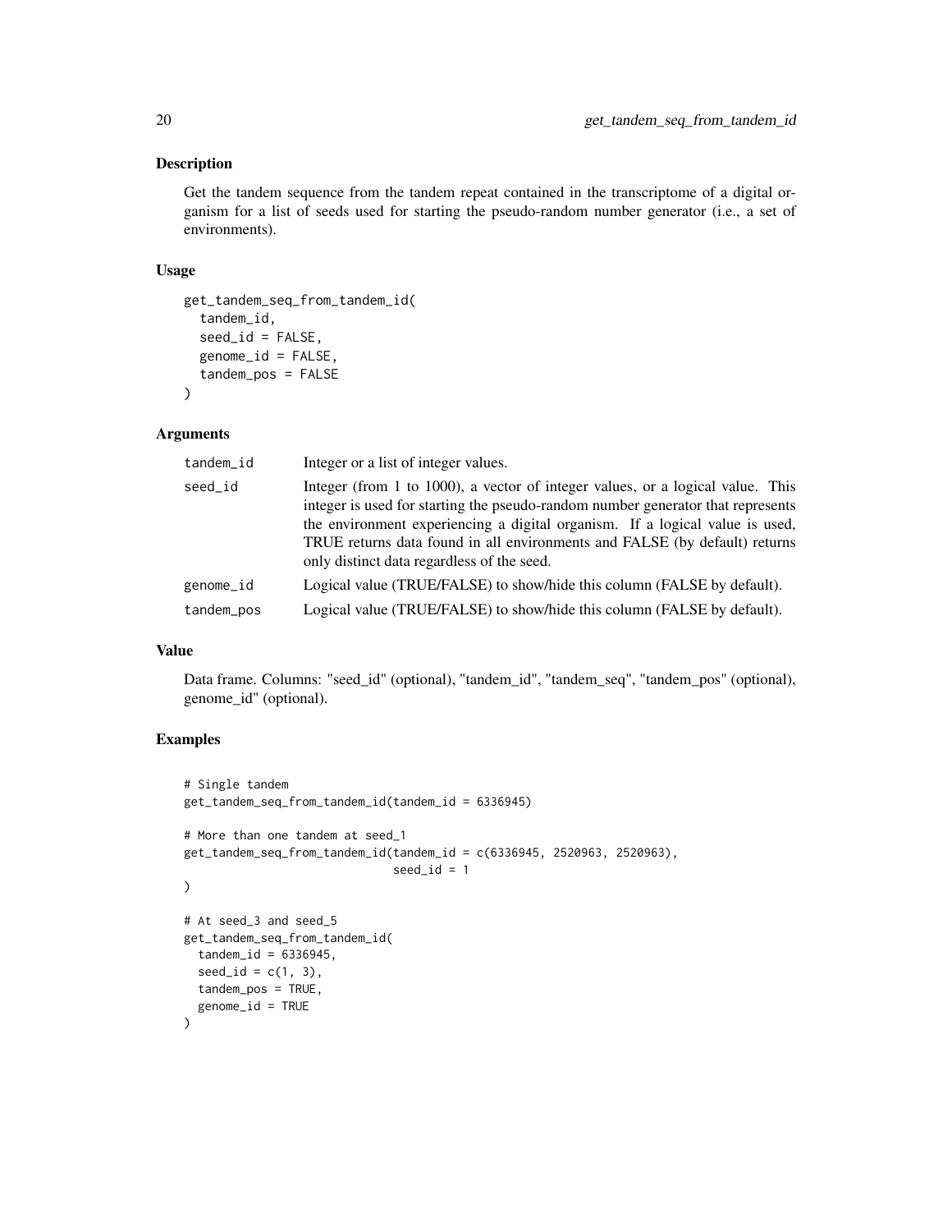## Description

Get the tandem sequence from the tandem repeat contained in the transcriptome of a digital organism for a list of seeds used for starting the pseudo-random number generator (i.e., a set of environments).

## Usage

```
get_tandem_seq_from_tandem_id(
  tandem_id,
  seed_id = FALSE,
  genome_id = FALSE,
  tandem_pos = FALSE
)
```

## Arguments

| | |
|---|---|
| tandem_id | Integer or a list of integer values. |
| seed_id | Integer (from 1 to 1000), a vector of integer values, or a logical value. This integer is used for starting the pseudo-random number generator that represents the environment experiencing a digital organism. If a logical value is used, TRUE returns data found in all environments and FALSE (by default) returns only distinct data regardless of the seed. |
| genome_id | Logical value (TRUE/FALSE) to show/hide this column (FALSE by default). |
| tandem_pos | Logical value (TRUE/FALSE) to show/hide this column (FALSE by default). |

## Value

Data frame. Columns: "seed_id" (optional), "tandem_id", "tandem_seq", "tandem_pos" (optional), genome_id" (optional).

## Examples

```
# Single tandem
get_tandem_seq_from_tandem_id(tandem_id = 6336945)

# More than one tandem at seed_1
get_tandem_seq_from_tandem_id(tandem_id = c(6336945, 2520963, 2520963),
                              seed_id = 1
)

# At seed_3 and seed_5
get_tandem_seq_from_tandem_id(
  tandem_id = 6336945,
  seed_id = c(1, 3),
  tandem_pos = TRUE,
  genome_id = TRUE
)
```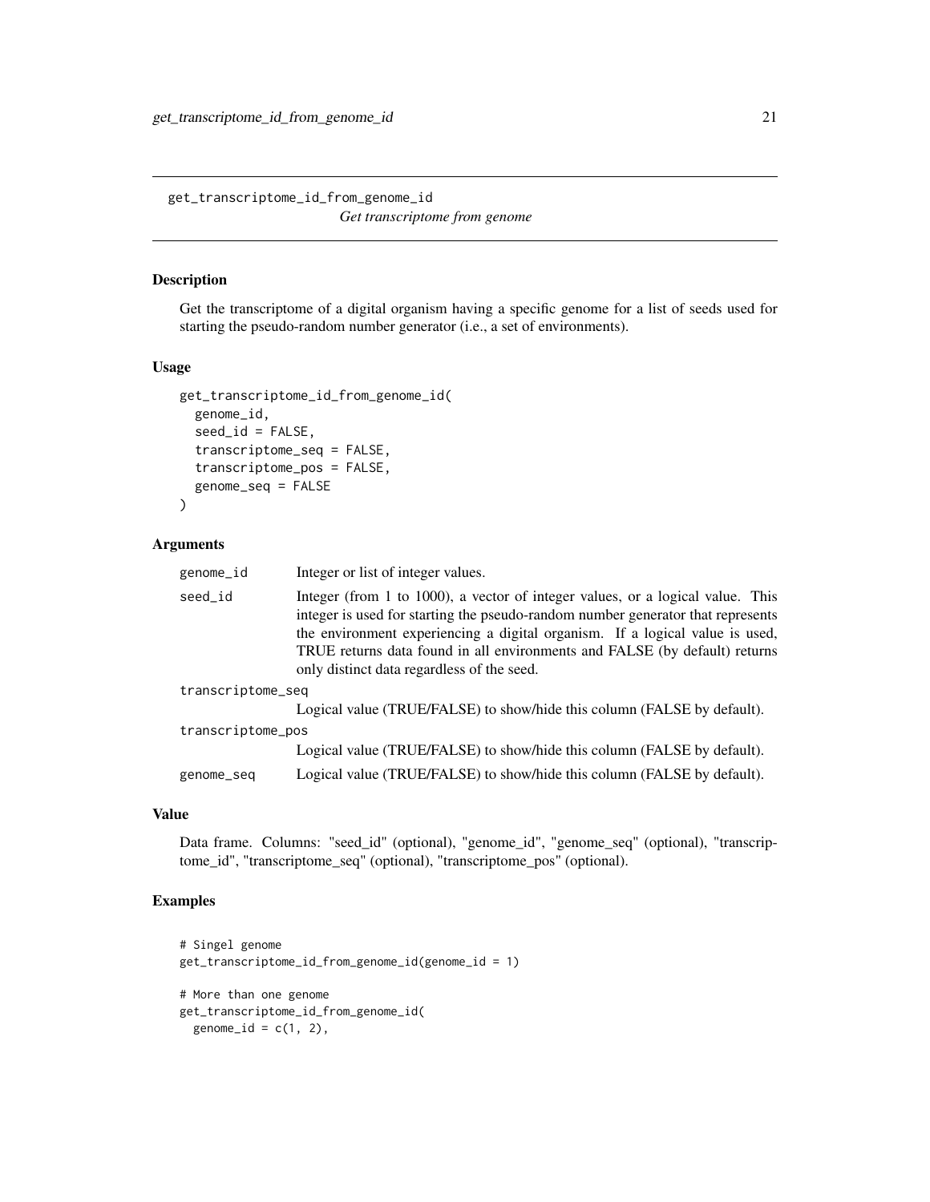## get_transcriptome_id_from_genome_id

*Get transcriptome from genome*

### Description

Get the transcriptome of a digital organism having a specific genome for a list of seeds used for starting the pseudo-random number generator (i.e., a set of environments).

### Usage

```
get_transcriptome_id_from_genome_id(
  genome_id,
  seed_id = FALSE,
  transcriptome_seq = FALSE,
  transcriptome_pos = FALSE,
  genome_seq = FALSE
)
```

### Arguments

| | |
|---|---|
| genome_id | Integer or list of integer values. |
| seed_id | Integer (from 1 to 1000), a vector of integer values, or a logical value. This integer is used for starting the pseudo-random number generator that represents the environment experiencing a digital organism. If a logical value is used, TRUE returns data found in all environments and FALSE (by default) returns only distinct data regardless of the seed. |
| transcriptome_seq | Logical value (TRUE/FALSE) to show/hide this column (FALSE by default). |
| transcriptome_pos | Logical value (TRUE/FALSE) to show/hide this column (FALSE by default). |
| genome_seq | Logical value (TRUE/FALSE) to show/hide this column (FALSE by default). |

### Value

Data frame. Columns: "seed_id" (optional), "genome_id", "genome_seq" (optional), "transcriptome_id", "transcriptome_seq" (optional), "transcriptome_pos" (optional).

### Examples

```
# Singel genome
get_transcriptome_id_from_genome_id(genome_id = 1)

# More than one genome
get_transcriptome_id_from_genome_id(
  genome_id = c(1, 2),
```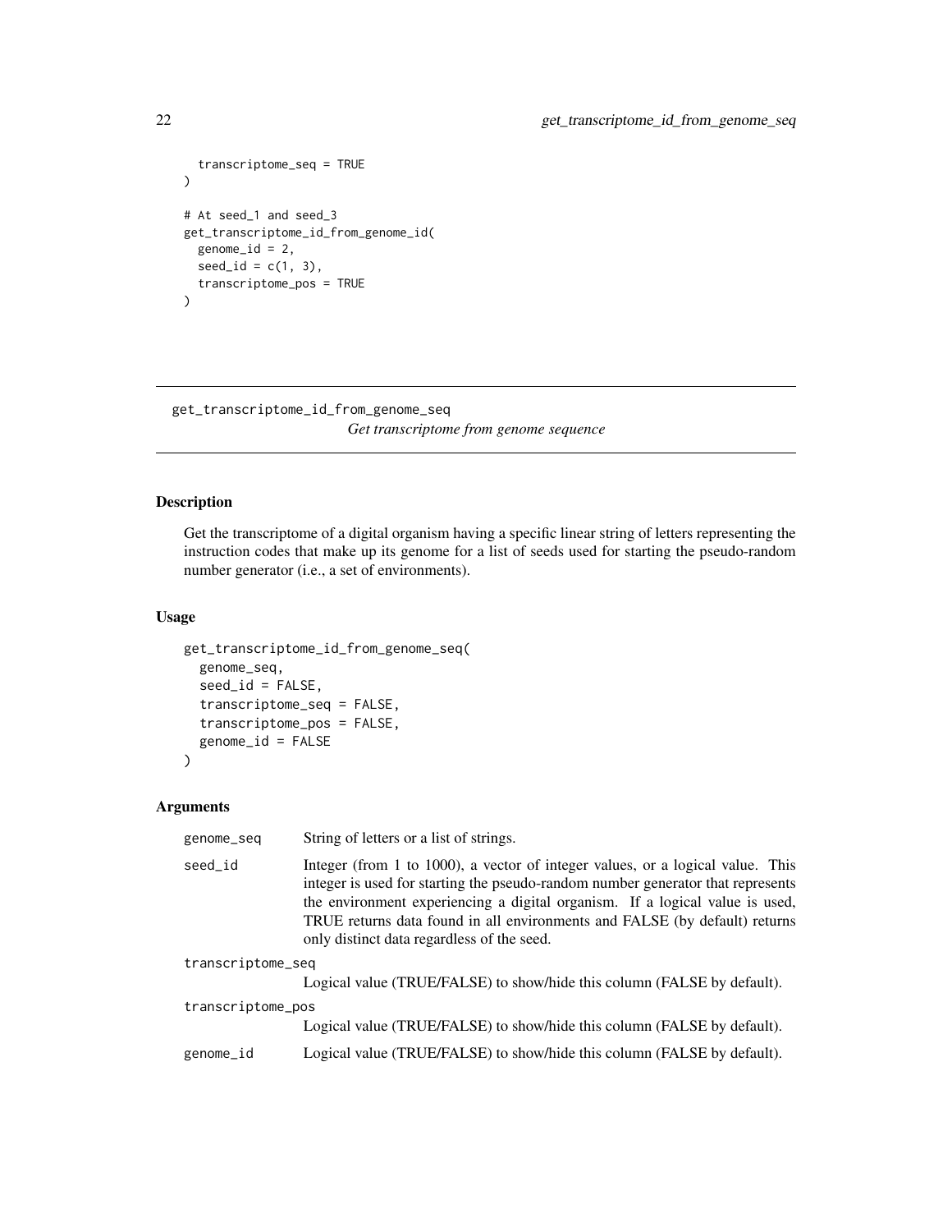```
  transcriptome_seq = TRUE
)

# At seed_1 and seed_3
get_transcriptome_id_from_genome_id(
  genome_id = 2,
  seed_id = c(1, 3),
  transcriptome_pos = TRUE
)
```

---

## get_transcriptome_id_from_genome_seq

*Get transcriptome from genome sequence*

---

### Description

Get the transcriptome of a digital organism having a specific linear string of letters representing the instruction codes that make up its genome for a list of seeds used for starting the pseudo-random number generator (i.e., a set of environments).

### Usage

```
get_transcriptome_id_from_genome_seq(
  genome_seq,
  seed_id = FALSE,
  transcriptome_seq = FALSE,
  transcriptome_pos = FALSE,
  genome_id = FALSE
)
```

### Arguments

| Argument | Description |
|---|---|
| `genome_seq` | String of letters or a list of strings. |
| `seed_id` | Integer (from 1 to 1000), a vector of integer values, or a logical value. This integer is used for starting the pseudo-random number generator that represents the environment experiencing a digital organism. If a logical value is used, TRUE returns data found in all environments and FALSE (by default) returns only distinct data regardless of the seed. |
| `transcriptome_seq` | Logical value (TRUE/FALSE) to show/hide this column (FALSE by default). |
| `transcriptome_pos` | Logical value (TRUE/FALSE) to show/hide this column (FALSE by default). |
| `genome_id` | Logical value (TRUE/FALSE) to show/hide this column (FALSE by default). |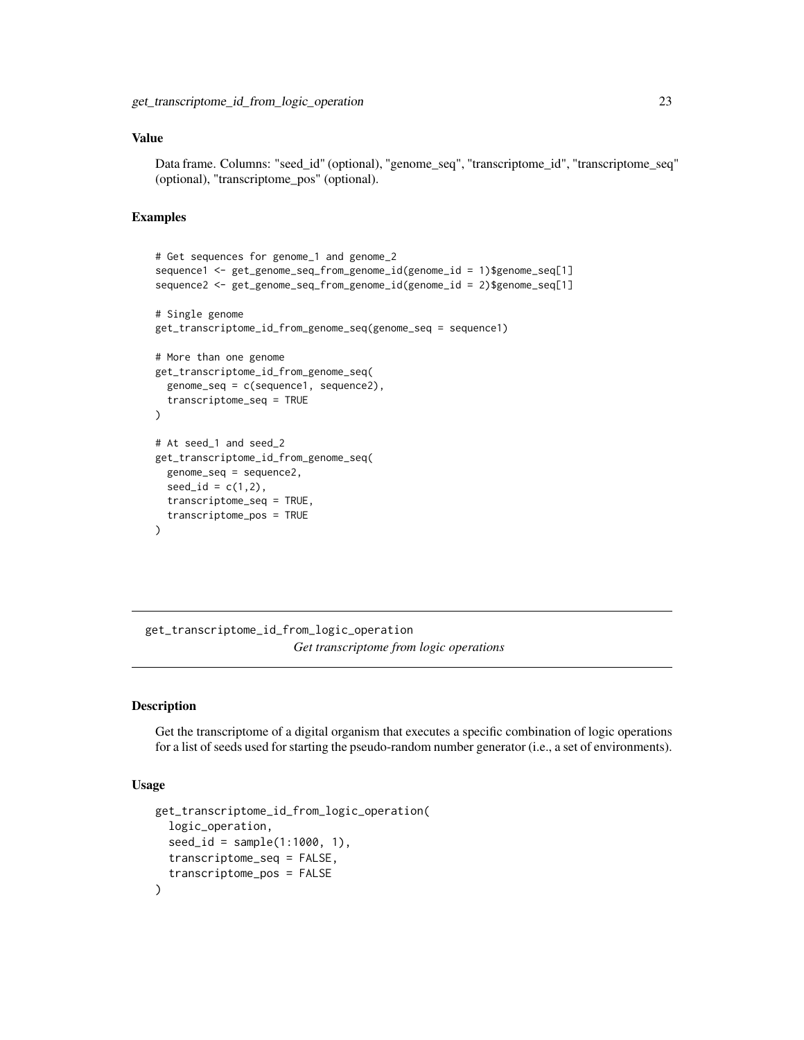### Value

Data frame. Columns: "seed_id" (optional), "genome_seq", "transcriptome_id", "transcriptome_seq" (optional), "transcriptome_pos" (optional).

### Examples

```
# Get sequences for genome_1 and genome_2
sequence1 <- get_genome_seq_from_genome_id(genome_id = 1)$genome_seq[1]
sequence2 <- get_genome_seq_from_genome_id(genome_id = 2)$genome_seq[1]

# Single genome
get_transcriptome_id_from_genome_seq(genome_seq = sequence1)

# More than one genome
get_transcriptome_id_from_genome_seq(
  genome_seq = c(sequence1, sequence2),
  transcriptome_seq = TRUE
)

# At seed_1 and seed_2
get_transcriptome_id_from_genome_seq(
  genome_seq = sequence2,
  seed_id = c(1,2),
  transcriptome_seq = TRUE,
  transcriptome_pos = TRUE
)
```

---

## get_transcriptome_id_from_logic_operation

*Get transcriptome from logic operations*

---

### Description

Get the transcriptome of a digital organism that executes a specific combination of logic operations for a list of seeds used for starting the pseudo-random number generator (i.e., a set of environments).

### Usage

```
get_transcriptome_id_from_logic_operation(
  logic_operation,
  seed_id = sample(1:1000, 1),
  transcriptome_seq = FALSE,
  transcriptome_pos = FALSE
)
```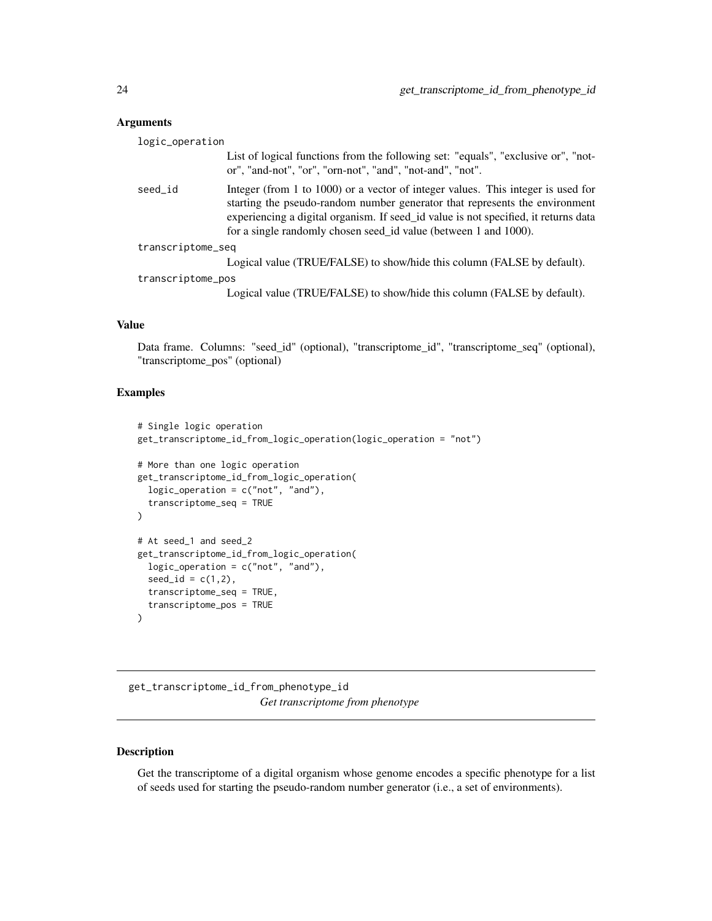### Arguments

**logic_operation**
List of logical functions from the following set: "equals", "exclusive or", "not-or", "and-not", "or", "orn-not", "and", "not-and", "not".

**seed_id**
Integer (from 1 to 1000) or a vector of integer values. This integer is used for starting the pseudo-random number generator that represents the environment experiencing a digital organism. If seed_id value is not specified, it returns data for a single randomly chosen seed_id value (between 1 and 1000).

**transcriptome_seq**
Logical value (TRUE/FALSE) to show/hide this column (FALSE by default).

**transcriptome_pos**
Logical value (TRUE/FALSE) to show/hide this column (FALSE by default).

### Value

Data frame. Columns: "seed_id" (optional), "transcriptome_id", "transcriptome_seq" (optional), "transcriptome_pos" (optional)

### Examples

```
# Single logic operation
get_transcriptome_id_from_logic_operation(logic_operation = "not")

# More than one logic operation
get_transcriptome_id_from_logic_operation(
  logic_operation = c("not", "and"),
  transcriptome_seq = TRUE
)

# At seed_1 and seed_2
get_transcriptome_id_from_logic_operation(
  logic_operation = c("not", "and"),
  seed_id = c(1,2),
  transcriptome_seq = TRUE,
  transcriptome_pos = TRUE
)
```

---

## get_transcriptome_id_from_phenotype_id

*Get transcriptome from phenotype*

---

### Description

Get the transcriptome of a digital organism whose genome encodes a specific phenotype for a list of seeds used for starting the pseudo-random number generator (i.e., a set of environments).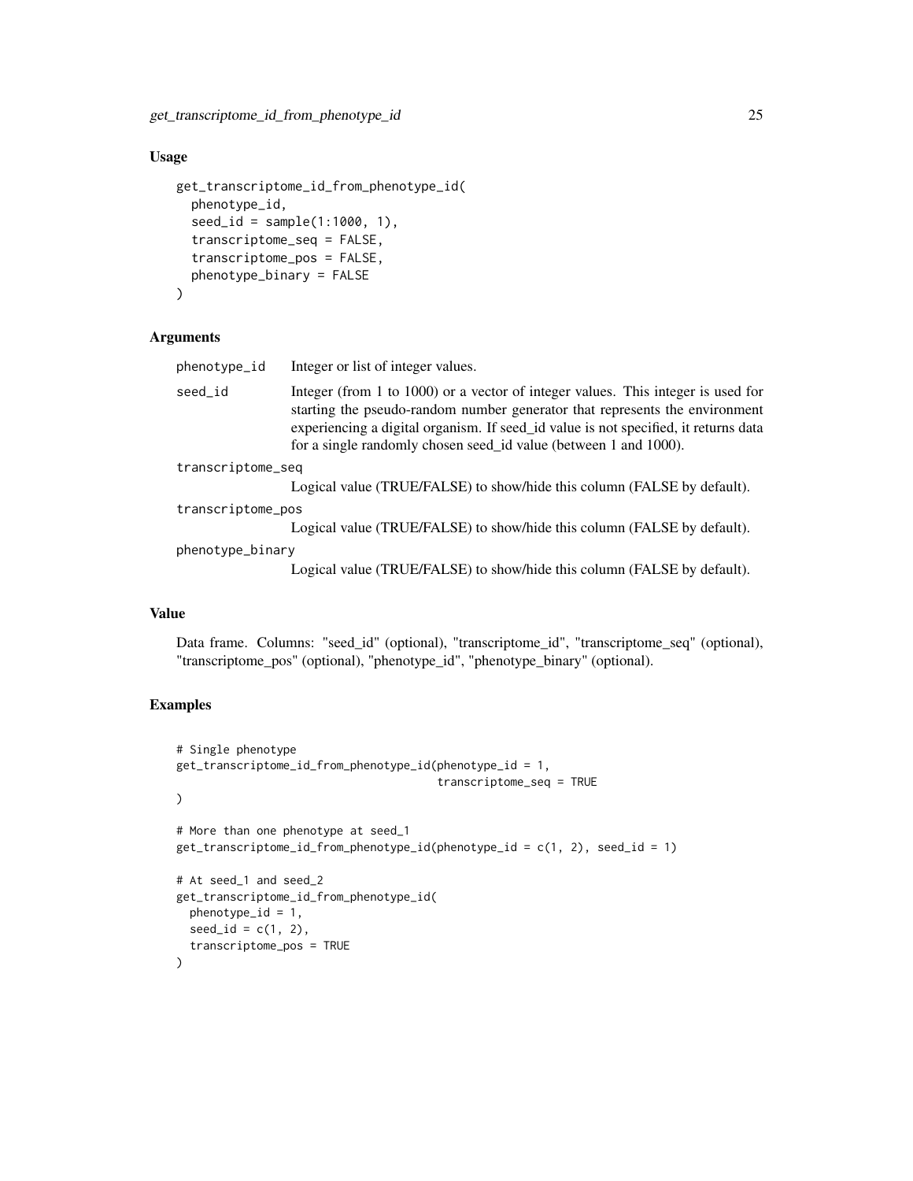### Usage

```
get_transcriptome_id_from_phenotype_id(
  phenotype_id,
  seed_id = sample(1:1000, 1),
  transcriptome_seq = FALSE,
  transcriptome_pos = FALSE,
  phenotype_binary = FALSE
)
```

### Arguments

| | |
|---|---|
| phenotype_id | Integer or list of integer values. |
| seed_id | Integer (from 1 to 1000) or a vector of integer values. This integer is used for starting the pseudo-random number generator that represents the environment experiencing a digital organism. If seed_id value is not specified, it returns data for a single randomly chosen seed_id value (between 1 and 1000). |
| transcriptome_seq | Logical value (TRUE/FALSE) to show/hide this column (FALSE by default). |
| transcriptome_pos | Logical value (TRUE/FALSE) to show/hide this column (FALSE by default). |
| phenotype_binary | Logical value (TRUE/FALSE) to show/hide this column (FALSE by default). |

### Value

Data frame. Columns: "seed_id" (optional), "transcriptome_id", "transcriptome_seq" (optional), "transcriptome_pos" (optional), "phenotype_id", "phenotype_binary" (optional).

### Examples

```
# Single phenotype
get_transcriptome_id_from_phenotype_id(phenotype_id = 1,
                                       transcriptome_seq = TRUE
)

# More than one phenotype at seed_1
get_transcriptome_id_from_phenotype_id(phenotype_id = c(1, 2), seed_id = 1)

# At seed_1 and seed_2
get_transcriptome_id_from_phenotype_id(
  phenotype_id = 1,
  seed_id = c(1, 2),
  transcriptome_pos = TRUE
)
```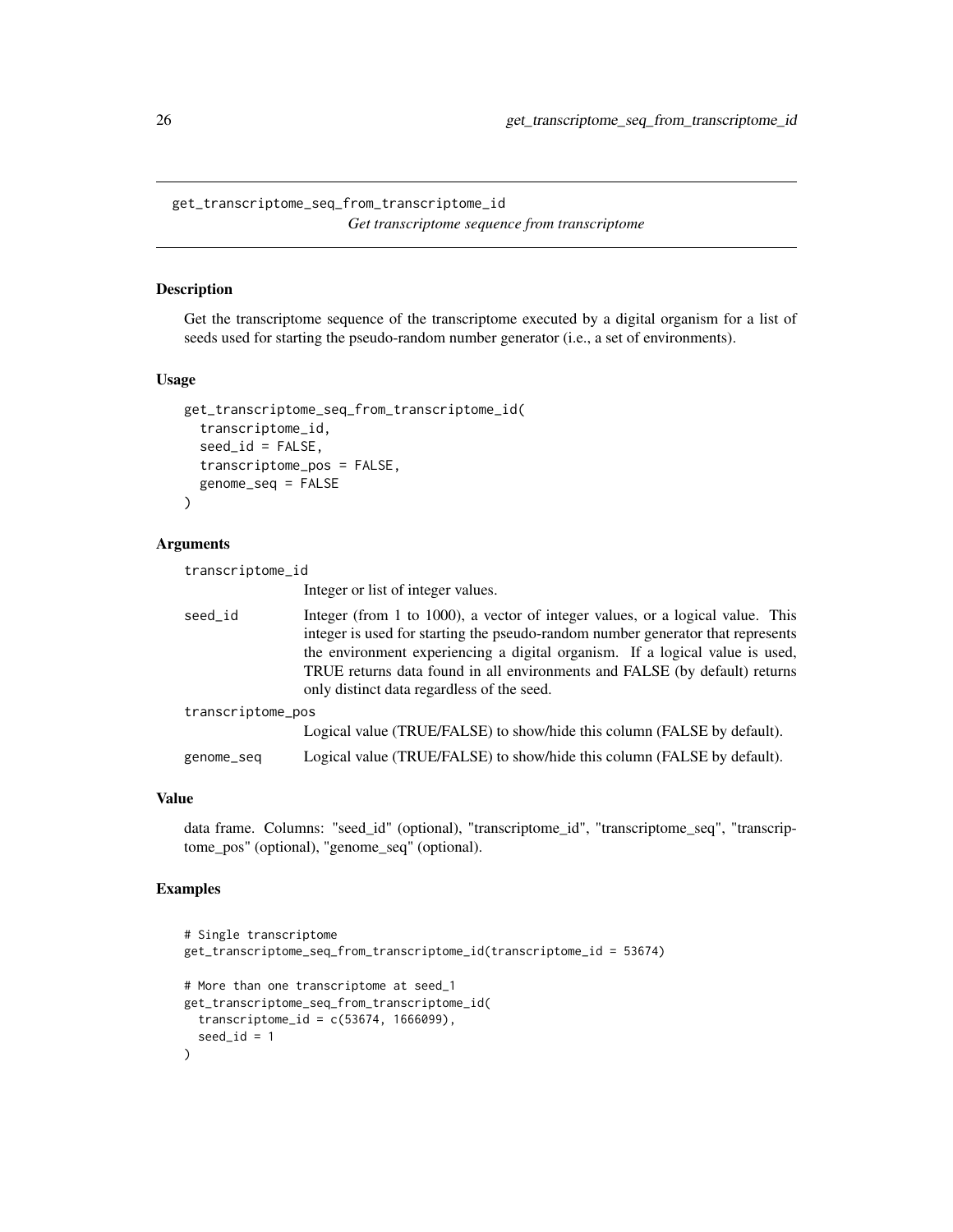## get_transcriptome_seq_from_transcriptome_id

*Get transcriptome sequence from transcriptome*

### Description

Get the transcriptome sequence of the transcriptome executed by a digital organism for a list of seeds used for starting the pseudo-random number generator (i.e., a set of environments).

### Usage

```
get_transcriptome_seq_from_transcriptome_id(
  transcriptome_id,
  seed_id = FALSE,
  transcriptome_pos = FALSE,
  genome_seq = FALSE
)
```

### Arguments

| | |
|---|---|
| transcriptome_id | Integer or list of integer values. |
| seed_id | Integer (from 1 to 1000), a vector of integer values, or a logical value. This integer is used for starting the pseudo-random number generator that represents the environment experiencing a digital organism. If a logical value is used, TRUE returns data found in all environments and FALSE (by default) returns only distinct data regardless of the seed. |
| transcriptome_pos | Logical value (TRUE/FALSE) to show/hide this column (FALSE by default). |
| genome_seq | Logical value (TRUE/FALSE) to show/hide this column (FALSE by default). |

### Value

data frame. Columns: "seed_id" (optional), "transcriptome_id", "transcriptome_seq", "transcriptome_pos" (optional), "genome_seq" (optional).

### Examples

```
# Single transcriptome
get_transcriptome_seq_from_transcriptome_id(transcriptome_id = 53674)

# More than one transcriptome at seed_1
get_transcriptome_seq_from_transcriptome_id(
  transcriptome_id = c(53674, 1666099),
  seed_id = 1
)
```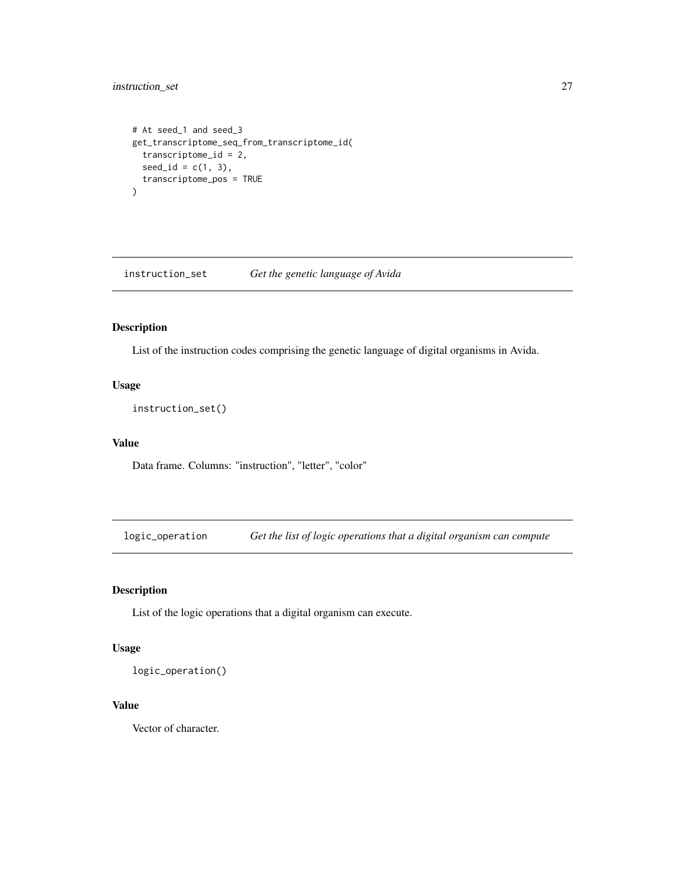```
# At seed_1 and seed_3
get_transcriptome_seq_from_transcriptome_id(
  transcriptome_id = 2,
  seed_id = c(1, 3),
  transcriptome_pos = TRUE
)
```

## instruction_set — *Get the genetic language of Avida*

### Description

List of the instruction codes comprising the genetic language of digital organisms in Avida.

### Usage

```
instruction_set()
```

### Value

Data frame. Columns: "instruction", "letter", "color"

## logic_operation — *Get the list of logic operations that a digital organism can compute*

### Description

List of the logic operations that a digital organism can execute.

### Usage

```
logic_operation()
```

### Value

Vector of character.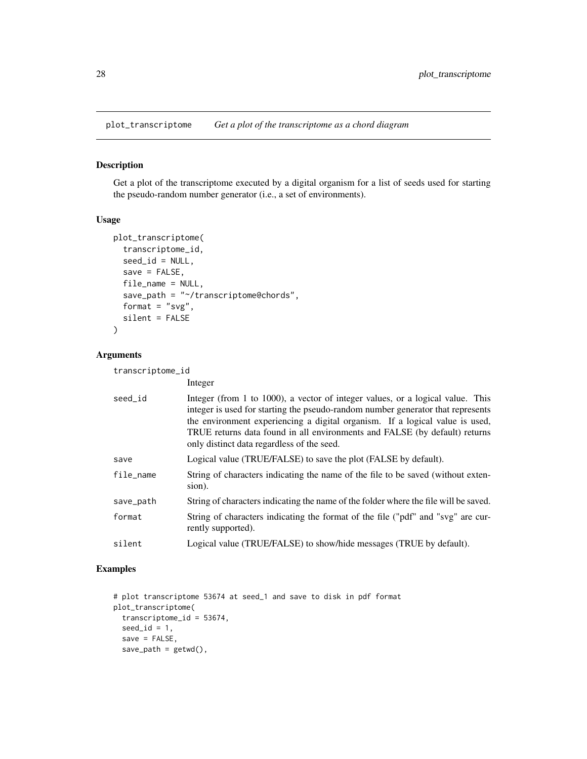## plot_transcriptome *Get a plot of the transcriptome as a chord diagram*

### Description

Get a plot of the transcriptome executed by a digital organism for a list of seeds used for starting the pseudo-random number generator (i.e., a set of environments).

### Usage

```
plot_transcriptome(
  transcriptome_id,
  seed_id = NULL,
  save = FALSE,
  file_name = NULL,
  save_path = "~/transcriptome@chords",
  format = "svg",
  silent = FALSE
)
```

### Arguments

| | |
|---|---|
| transcriptome_id | Integer |
| seed_id | Integer (from 1 to 1000), a vector of integer values, or a logical value. This integer is used for starting the pseudo-random number generator that represents the environment experiencing a digital organism. If a logical value is used, TRUE returns data found in all environments and FALSE (by default) returns only distinct data regardless of the seed. |
| save | Logical value (TRUE/FALSE) to save the plot (FALSE by default). |
| file_name | String of characters indicating the name of the file to be saved (without extension). |
| save_path | String of characters indicating the name of the folder where the file will be saved. |
| format | String of characters indicating the format of the file ("pdf" and "svg" are currently supported). |
| silent | Logical value (TRUE/FALSE) to show/hide messages (TRUE by default). |

### Examples

```
# plot transcriptome 53674 at seed_1 and save to disk in pdf format
plot_transcriptome(
  transcriptome_id = 53674,
  seed_id = 1,
  save = FALSE,
  save_path = getwd(),
```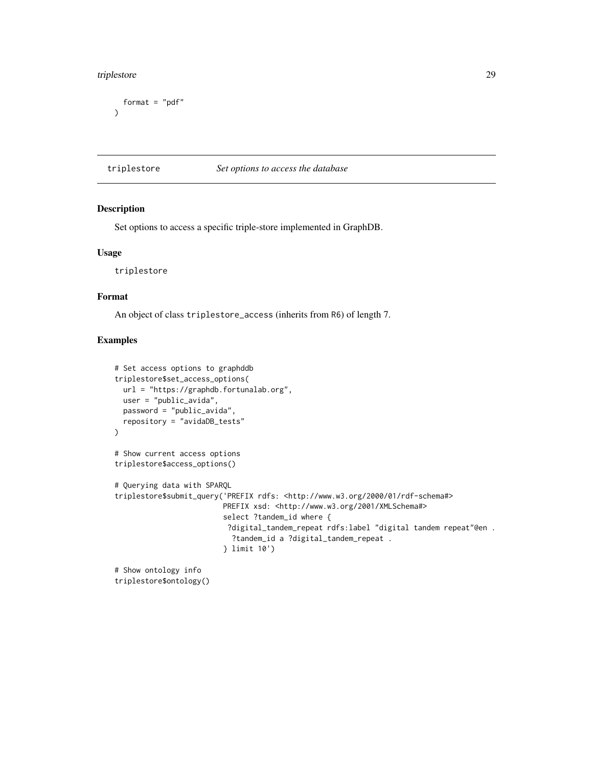```
  format = "pdf"
)
```

---

## triplestore    *Set options to access the database*

---

### Description

Set options to access a specific triple-store implemented in GraphDB.

### Usage

```
triplestore
```

### Format

An object of class `triplestore_access` (inherits from `R6`) of length 7.

### Examples

```
# Set access options to graphddb
triplestore$set_access_options(
  url = "https://graphdb.fortunalab.org",
  user = "public_avida",
  password = "public_avida",
  repository = "avidaDB_tests"
)

# Show current access options
triplestore$access_options()

# Querying data with SPARQL
triplestore$submit_query('PREFIX rdfs: <http://www.w3.org/2000/01/rdf-schema#>
                         PREFIX xsd: <http://www.w3.org/2001/XMLSchema#>
                         select ?tandem_id where {
                          ?digital_tandem_repeat rdfs:label "digital tandem repeat"@en .
                            ?tandem_id a ?digital_tandem_repeat .
                         } limit 10')

# Show ontology info
triplestore$ontology()
```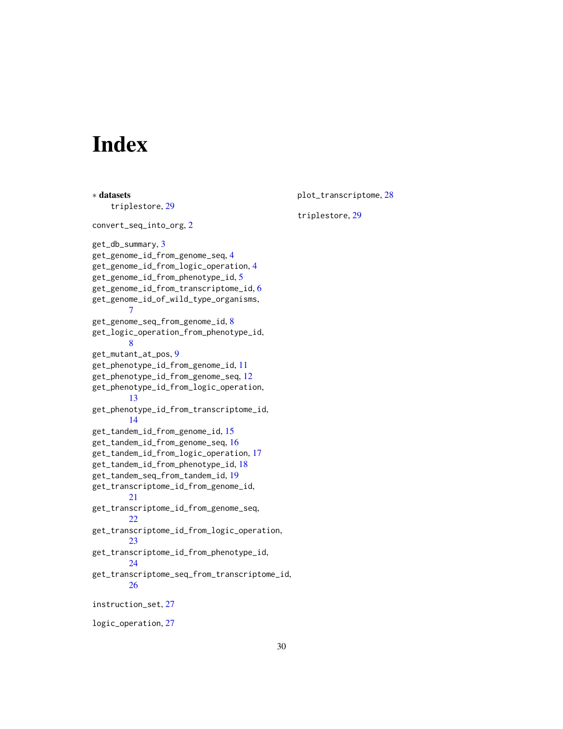# Index

∗ **datasets**
    triplestore, 29

convert_seq_into_org, 2

get_db_summary, 3
get_genome_id_from_genome_seq, 4
get_genome_id_from_logic_operation, 4
get_genome_id_from_phenotype_id, 5
get_genome_id_from_transcriptome_id, 6
get_genome_id_of_wild_type_organisms, 7
get_genome_seq_from_genome_id, 8
get_logic_operation_from_phenotype_id, 8
get_mutant_at_pos, 9
get_phenotype_id_from_genome_id, 11
get_phenotype_id_from_genome_seq, 12
get_phenotype_id_from_logic_operation, 13
get_phenotype_id_from_transcriptome_id, 14
get_tandem_id_from_genome_id, 15
get_tandem_id_from_genome_seq, 16
get_tandem_id_from_logic_operation, 17
get_tandem_id_from_phenotype_id, 18
get_tandem_seq_from_tandem_id, 19
get_transcriptome_id_from_genome_id, 21
get_transcriptome_id_from_genome_seq, 22
get_transcriptome_id_from_logic_operation, 23
get_transcriptome_id_from_phenotype_id, 24
get_transcriptome_seq_from_transcriptome_id, 26

instruction_set, 27

logic_operation, 27

plot_transcriptome, 28

triplestore, 29